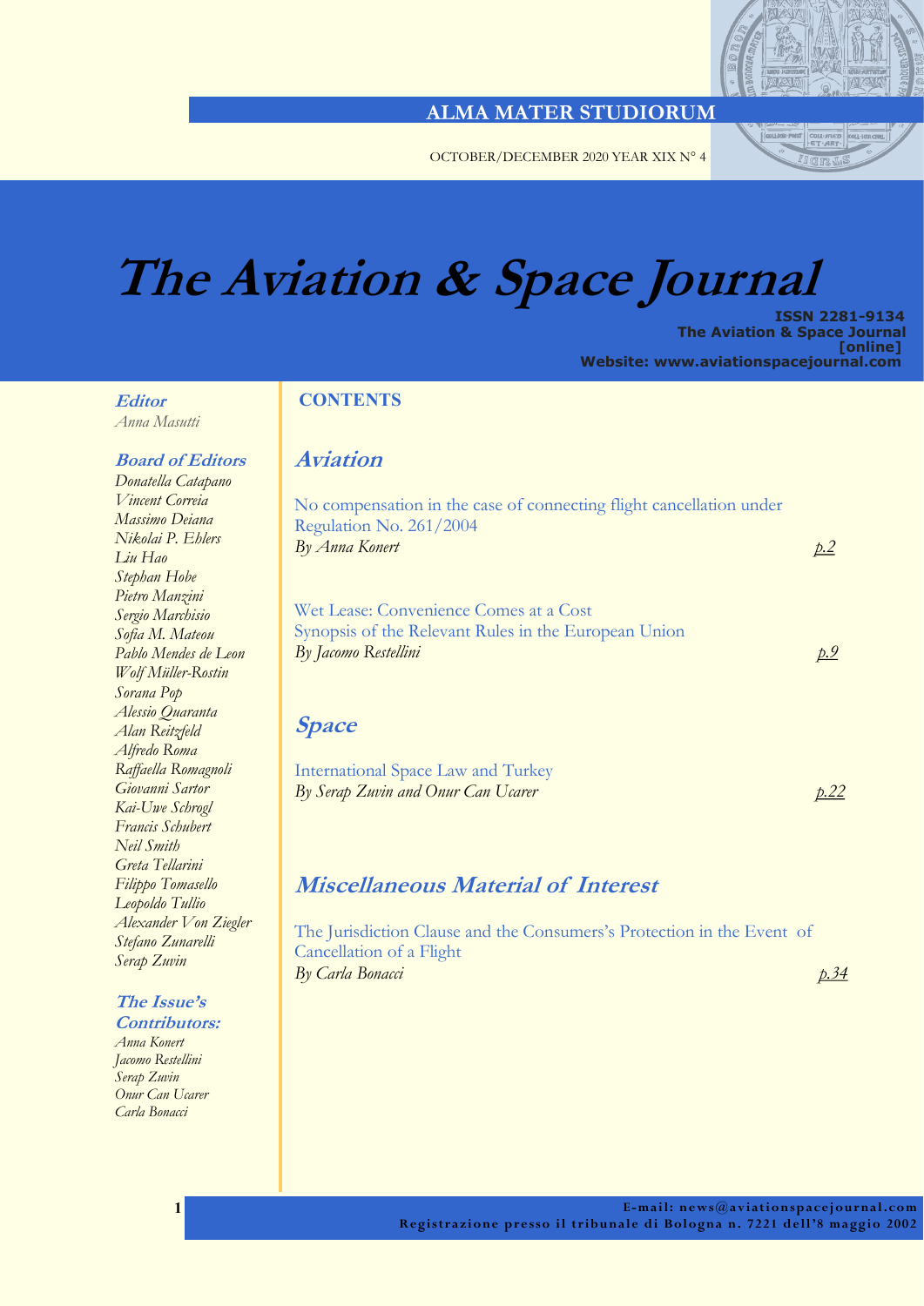ALMA MATER STUDIORUM

OCTOBER/DECEMBER 2020 YEAR XIX N° 4

# The Aviation & Space Journal

**ISSN 2281-9134**
**The Aviation & Space Journal [online]**
**Website: www.aviationspacejournal.com**

***Editor***
*Anna Masutti*

***Board of Editors***
*Donatella Catapano*
*Vincent Correia*
*Massimo Deiana*
*Nikolai P. Ehlers*
*Liu Hao*
*Stephan Hobe*
*Pietro Manzini*
*Sergio Marchisio*
*Sofia M. Mateou*
*Pablo Mendes de Leon*
*Wolf Müller-Rostin*
*Sorana Pop*
*Alessio Quaranta*
*Alan Reitzfeld*
*Alfredo Roma*
*Raffaella Romagnoli*
*Giovanni Sartor*
*Kai-Uwe Schrogl*
*Francis Schubert*
*Neil Smith*
*Greta Tellarini*
*Filippo Tomasello*
*Leopoldo Tullio*
*Alexander Von Ziegler*
*Stefano Zunarelli*
*Serap Zuvin*

***The Issue's Contributors:***
*Anna Konert*
*Jacomo Restellini*
*Serap Zuvin*
*Onur Can Ucarer*
*Carla Bonacci*

## CONTENTS

## *Aviation*

No compensation in the case of connecting flight cancellation under Regulation No. 261/2004
*By Anna Konert* — p.2

Wet Lease: Convenience Comes at a Cost
Synopsis of the Relevant Rules in the European Union
*By Jacomo Restellini* — p.9

## *Space*

International Space Law and Turkey
*By Serap Zuvin and Onur Can Ucarer* — p.22

## *Miscellaneous Material of Interest*

The Jurisdiction Clause and the Consumers's Protection in the Event of Cancellation of a Flight
*By Carla Bonacci* — p.34

E-mail: news@aviationspacejournal.com
Registrazione presso il tribunale di Bologna n. 7221 dell'8 maggio 2002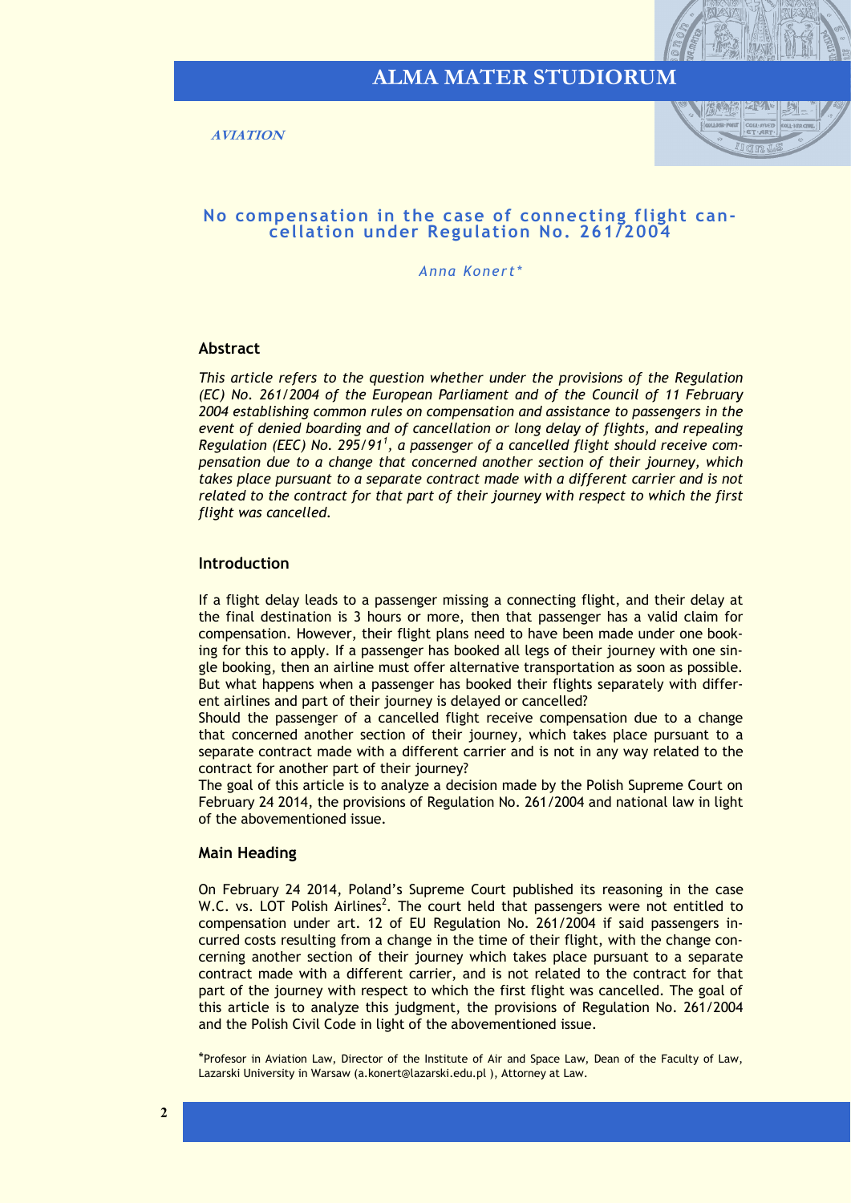*AVIATION*

## No compensation in the case of connecting flight cancellation under Regulation No. 261/2004

*Anna Konert**

### Abstract

*This article refers to the question whether under the provisions of the Regulation (EC) No. 261/2004 of the European Parliament and of the Council of 11 February 2004 establishing common rules on compensation and assistance to passengers in the event of denied boarding and of cancellation or long delay of flights, and repealing Regulation (EEC) No. 295/91[1], a passenger of a cancelled flight should receive compensation due to a change that concerned another section of their journey, which takes place pursuant to a separate contract made with a different carrier and is not related to the contract for that part of their journey with respect to which the first flight was cancelled.*

### Introduction

If a flight delay leads to a passenger missing a connecting flight, and their delay at the final destination is 3 hours or more, then that passenger has a valid claim for compensation. However, their flight plans need to have been made under one booking for this to apply. If a passenger has booked all legs of their journey with one single booking, then an airline must offer alternative transportation as soon as possible. But what happens when a passenger has booked their flights separately with different airlines and part of their journey is delayed or cancelled?

Should the passenger of a cancelled flight receive compensation due to a change that concerned another section of their journey, which takes place pursuant to a separate contract made with a different carrier and is not in any way related to the contract for another part of their journey?

The goal of this article is to analyze a decision made by the Polish Supreme Court on February 24 2014, the provisions of Regulation No. 261/2004 and national law in light of the abovementioned issue.

### Main Heading

On February 24 2014, Poland's Supreme Court published its reasoning in the case W.C. vs. LOT Polish Airlines[2]. The court held that passengers were not entitled to compensation under art. 12 of EU Regulation No. 261/2004 if said passengers incurred costs resulting from a change in the time of their flight, with the change concerning another section of their journey which takes place pursuant to a separate contract made with a different carrier, and is not related to the contract for that part of the journey with respect to which the first flight was cancelled. The goal of this article is to analyze this judgment, the provisions of Regulation No. 261/2004 and the Polish Civil Code in light of the abovementioned issue.

*Profesor in Aviation Law, Director of the Institute of Air and Space Law, Dean of the Faculty of Law, Lazarski University in Warsaw (a.konert@lazarski.edu.pl ), Attorney at Law.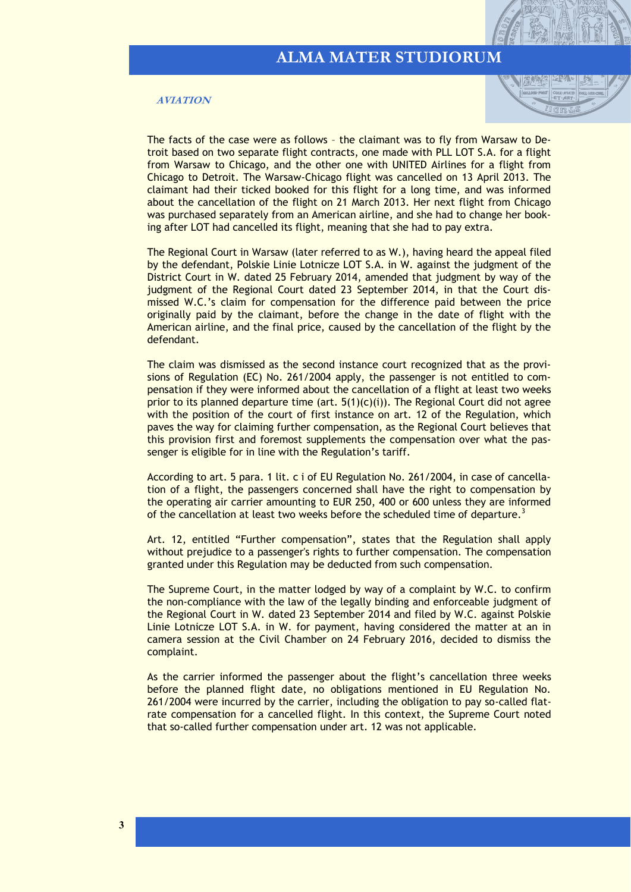The facts of the case were as follows – the claimant was to fly from Warsaw to Detroit based on two separate flight contracts, one made with PLL LOT S.A. for a flight from Warsaw to Chicago, and the other one with UNITED Airlines for a flight from Chicago to Detroit. The Warsaw-Chicago flight was cancelled on 13 April 2013. The claimant had their ticked booked for this flight for a long time, and was informed about the cancellation of the flight on 21 March 2013. Her next flight from Chicago was purchased separately from an American airline, and she had to change her booking after LOT had cancelled its flight, meaning that she had to pay extra.

The Regional Court in Warsaw (later referred to as W.), having heard the appeal filed by the defendant, Polskie Linie Lotnicze LOT S.A. in W. against the judgment of the District Court in W. dated 25 February 2014, amended that judgment by way of the judgment of the Regional Court dated 23 September 2014, in that the Court dismissed W.C.'s claim for compensation for the difference paid between the price originally paid by the claimant, before the change in the date of flight with the American airline, and the final price, caused by the cancellation of the flight by the defendant.

The claim was dismissed as the second instance court recognized that as the provisions of Regulation (EC) No. 261/2004 apply, the passenger is not entitled to compensation if they were informed about the cancellation of a flight at least two weeks prior to its planned departure time (art. 5(1)(c)(i)). The Regional Court did not agree with the position of the court of first instance on art. 12 of the Regulation, which paves the way for claiming further compensation, as the Regional Court believes that this provision first and foremost supplements the compensation over what the passenger is eligible for in line with the Regulation's tariff.

According to art. 5 para. 1 lit. c i of EU Regulation No. 261/2004, in case of cancellation of a flight, the passengers concerned shall have the right to compensation by the operating air carrier amounting to EUR 250, 400 or 600 unless they are informed of the cancellation at least two weeks before the scheduled time of departure.[3]

Art. 12, entitled "Further compensation", states that the Regulation shall apply without prejudice to a passenger's rights to further compensation. The compensation granted under this Regulation may be deducted from such compensation.

The Supreme Court, in the matter lodged by way of a complaint by W.C. to confirm the non-compliance with the law of the legally binding and enforceable judgment of the Regional Court in W. dated 23 September 2014 and filed by W.C. against Polskie Linie Lotnicze LOT S.A. in W. for payment, having considered the matter at an in camera session at the Civil Chamber on 24 February 2016, decided to dismiss the complaint.

As the carrier informed the passenger about the flight's cancellation three weeks before the planned flight date, no obligations mentioned in EU Regulation No. 261/2004 were incurred by the carrier, including the obligation to pay so-called flat-rate compensation for a cancelled flight. In this context, the Supreme Court noted that so-called further compensation under art. 12 was not applicable.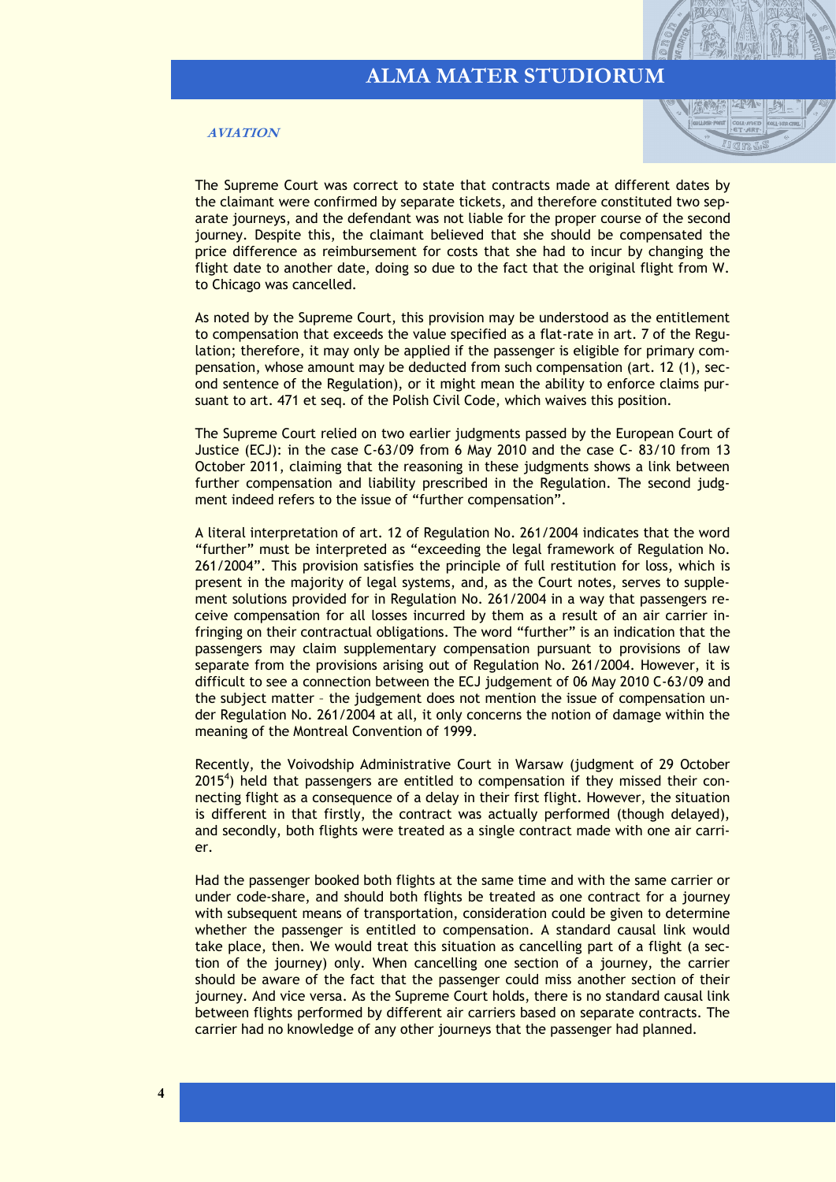The Supreme Court was correct to state that contracts made at different dates by the claimant were confirmed by separate tickets, and therefore constituted two separate journeys, and the defendant was not liable for the proper course of the second journey. Despite this, the claimant believed that she should be compensated the price difference as reimbursement for costs that she had to incur by changing the flight date to another date, doing so due to the fact that the original flight from W. to Chicago was cancelled.

As noted by the Supreme Court, this provision may be understood as the entitlement to compensation that exceeds the value specified as a flat-rate in art. 7 of the Regulation; therefore, it may only be applied if the passenger is eligible for primary compensation, whose amount may be deducted from such compensation (art. 12 (1), second sentence of the Regulation), or it might mean the ability to enforce claims pursuant to art. 471 et seq. of the Polish Civil Code, which waives this position.

The Supreme Court relied on two earlier judgments passed by the European Court of Justice (ECJ): in the case C-63/09 from 6 May 2010 and the case C- 83/10 from 13 October 2011, claiming that the reasoning in these judgments shows a link between further compensation and liability prescribed in the Regulation. The second judgment indeed refers to the issue of "further compensation".

A literal interpretation of art. 12 of Regulation No. 261/2004 indicates that the word "further" must be interpreted as "exceeding the legal framework of Regulation No. 261/2004". This provision satisfies the principle of full restitution for loss, which is present in the majority of legal systems, and, as the Court notes, serves to supplement solutions provided for in Regulation No. 261/2004 in a way that passengers receive compensation for all losses incurred by them as a result of an air carrier infringing on their contractual obligations. The word "further" is an indication that the passengers may claim supplementary compensation pursuant to provisions of law separate from the provisions arising out of Regulation No. 261/2004. However, it is difficult to see a connection between the ECJ judgement of 06 May 2010 C-63/09 and the subject matter – the judgement does not mention the issue of compensation under Regulation No. 261/2004 at all, it only concerns the notion of damage within the meaning of the Montreal Convention of 1999.

Recently, the Voivodship Administrative Court in Warsaw (judgment of 29 October 2015[4]) held that passengers are entitled to compensation if they missed their connecting flight as a consequence of a delay in their first flight. However, the situation is different in that firstly, the contract was actually performed (though delayed), and secondly, both flights were treated as a single contract made with one air carrier.

Had the passenger booked both flights at the same time and with the same carrier or under code-share, and should both flights be treated as one contract for a journey with subsequent means of transportation, consideration could be given to determine whether the passenger is entitled to compensation. A standard causal link would take place, then. We would treat this situation as cancelling part of a flight (a section of the journey) only. When cancelling one section of a journey, the carrier should be aware of the fact that the passenger could miss another section of their journey. And vice versa. As the Supreme Court holds, there is no standard causal link between flights performed by different air carriers based on separate contracts. The carrier had no knowledge of any other journeys that the passenger had planned.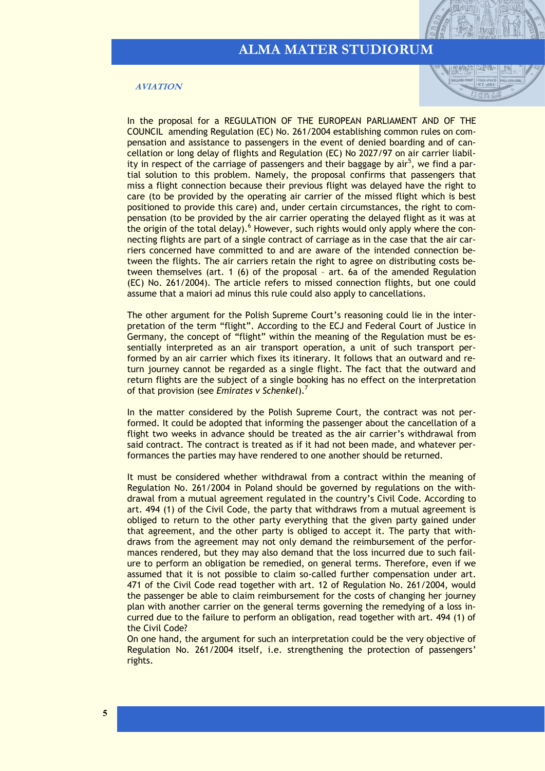In the proposal for a REGULATION OF THE EUROPEAN PARLIAMENT AND OF THE COUNCIL amending Regulation (EC) No. 261/2004 establishing common rules on compensation and assistance to passengers in the event of denied boarding and of cancellation or long delay of flights and Regulation (EC) No 2027/97 on air carrier liability in respect of the carriage of passengers and their baggage by air[5], we find a partial solution to this problem. Namely, the proposal confirms that passengers that miss a flight connection because their previous flight was delayed have the right to care (to be provided by the operating air carrier of the missed flight which is best positioned to provide this care) and, under certain circumstances, the right to compensation (to be provided by the air carrier operating the delayed flight as it was at the origin of the total delay).[6] However, such rights would only apply where the connecting flights are part of a single contract of carriage as in the case that the air carriers concerned have committed to and are aware of the intended connection between the flights. The air carriers retain the right to agree on distributing costs between themselves (art. 1 (6) of the proposal – art. 6a of the amended Regulation (EC) No. 261/2004). The article refers to missed connection flights, but one could assume that a maiori ad minus this rule could also apply to cancellations.

The other argument for the Polish Supreme Court's reasoning could lie in the interpretation of the term "flight". According to the ECJ and Federal Court of Justice in Germany, the concept of "flight" within the meaning of the Regulation must be essentially interpreted as an air transport operation, a unit of such transport performed by an air carrier which fixes its itinerary. It follows that an outward and return journey cannot be regarded as a single flight. The fact that the outward and return flights are the subject of a single booking has no effect on the interpretation of that provision (see *Emirates v Schenkel*).[7]

In the matter considered by the Polish Supreme Court, the contract was not performed. It could be adopted that informing the passenger about the cancellation of a flight two weeks in advance should be treated as the air carrier's withdrawal from said contract. The contract is treated as if it had not been made, and whatever performances the parties may have rendered to one another should be returned.

It must be considered whether withdrawal from a contract within the meaning of Regulation No. 261/2004 in Poland should be governed by regulations on the withdrawal from a mutual agreement regulated in the country's Civil Code. According to art. 494 (1) of the Civil Code, the party that withdraws from a mutual agreement is obliged to return to the other party everything that the given party gained under that agreement, and the other party is obliged to accept it. The party that withdraws from the agreement may not only demand the reimbursement of the performances rendered, but they may also demand that the loss incurred due to such failure to perform an obligation be remedied, on general terms. Therefore, even if we assumed that it is not possible to claim so-called further compensation under art. 471 of the Civil Code read together with art. 12 of Regulation No. 261/2004, would the passenger be able to claim reimbursement for the costs of changing her journey plan with another carrier on the general terms governing the remedying of a loss incurred due to the failure to perform an obligation, read together with art. 494 (1) of the Civil Code?

On one hand, the argument for such an interpretation could be the very objective of Regulation No. 261/2004 itself, i.e. strengthening the protection of passengers' rights.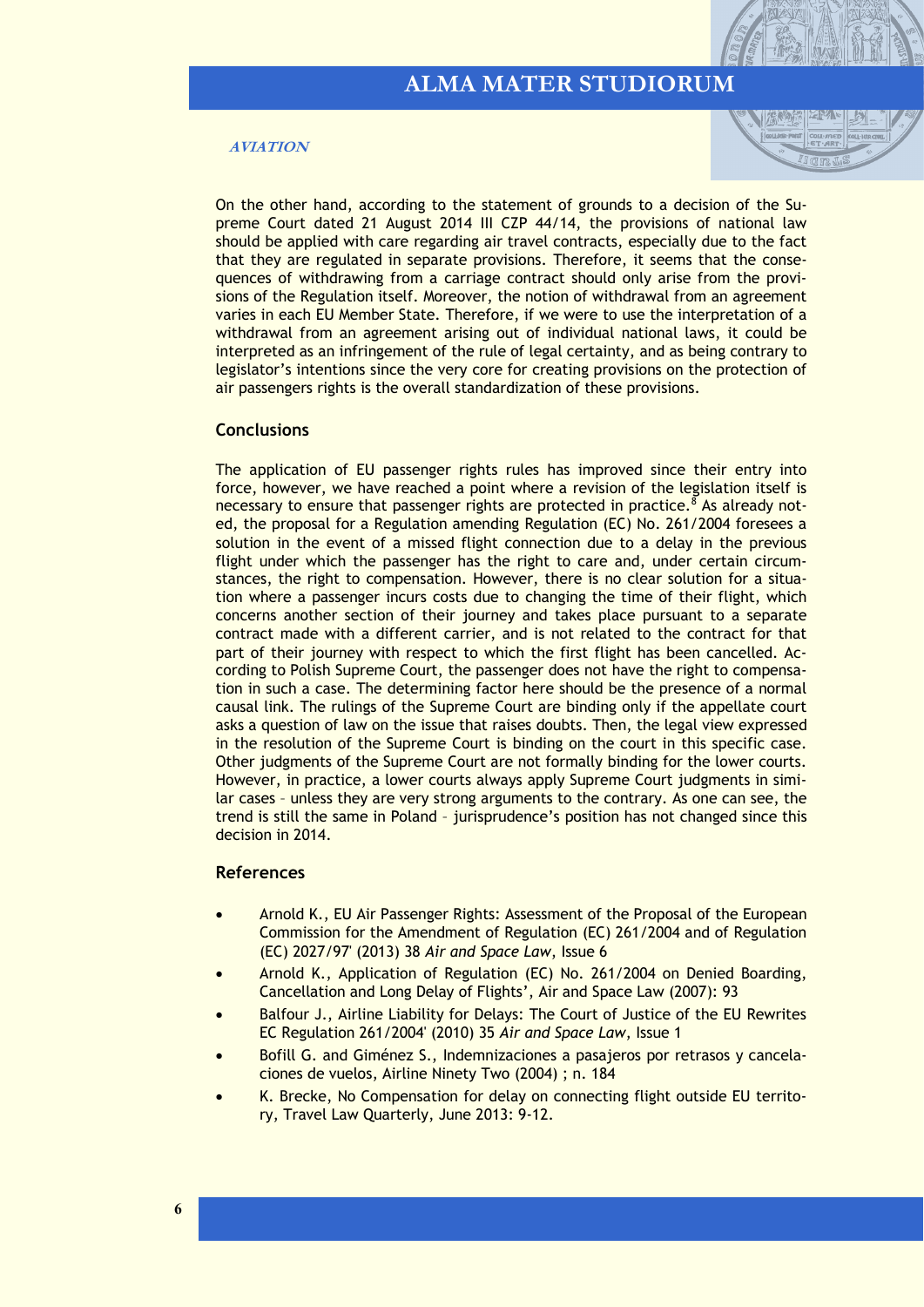On the other hand, according to the statement of grounds to a decision of the Supreme Court dated 21 August 2014 III CZP 44/14, the provisions of national law should be applied with care regarding air travel contracts, especially due to the fact that they are regulated in separate provisions. Therefore, it seems that the consequences of withdrawing from a carriage contract should only arise from the provisions of the Regulation itself. Moreover, the notion of withdrawal from an agreement varies in each EU Member State. Therefore, if we were to use the interpretation of a withdrawal from an agreement arising out of individual national laws, it could be interpreted as an infringement of the rule of legal certainty, and as being contrary to legislator's intentions since the very core for creating provisions on the protection of air passengers rights is the overall standardization of these provisions.

## Conclusions

The application of EU passenger rights rules has improved since their entry into force, however, we have reached a point where a revision of the legislation itself is necessary to ensure that passenger rights are protected in practice.[8] As already noted, the proposal for a Regulation amending Regulation (EC) No. 261/2004 foresees a solution in the event of a missed flight connection due to a delay in the previous flight under which the passenger has the right to care and, under certain circumstances, the right to compensation. However, there is no clear solution for a situation where a passenger incurs costs due to changing the time of their flight, which concerns another section of their journey and takes place pursuant to a separate contract made with a different carrier, and is not related to the contract for that part of their journey with respect to which the first flight has been cancelled. According to Polish Supreme Court, the passenger does not have the right to compensation in such a case. The determining factor here should be the presence of a normal causal link. The rulings of the Supreme Court are binding only if the appellate court asks a question of law on the issue that raises doubts. Then, the legal view expressed in the resolution of the Supreme Court is binding on the court in this specific case. Other judgments of the Supreme Court are not formally binding for the lower courts. However, in practice, a lower courts always apply Supreme Court judgments in similar cases – unless they are very strong arguments to the contrary. As one can see, the trend is still the same in Poland – jurisprudence's position has not changed since this decision in 2014.

## References

- Arnold K., EU Air Passenger Rights: Assessment of the Proposal of the European Commission for the Amendment of Regulation (EC) 261/2004 and of Regulation (EC) 2027/97' (2013) 38 *Air and Space Law*, Issue 6
- Arnold K., Application of Regulation (EC) No. 261/2004 on Denied Boarding, Cancellation and Long Delay of Flights', Air and Space Law (2007): 93
- Balfour J., Airline Liability for Delays: The Court of Justice of the EU Rewrites EC Regulation 261/2004' (2010) 35 *Air and Space Law*, Issue 1
- Bofill G. and Giménez S., Indemnizaciones a pasajeros por retrasos y cancelaciones de vuelos, Airline Ninety Two (2004) ; n. 184
- K. Brecke, No Compensation for delay on connecting flight outside EU territory, Travel Law Quarterly, June 2013: 9-12.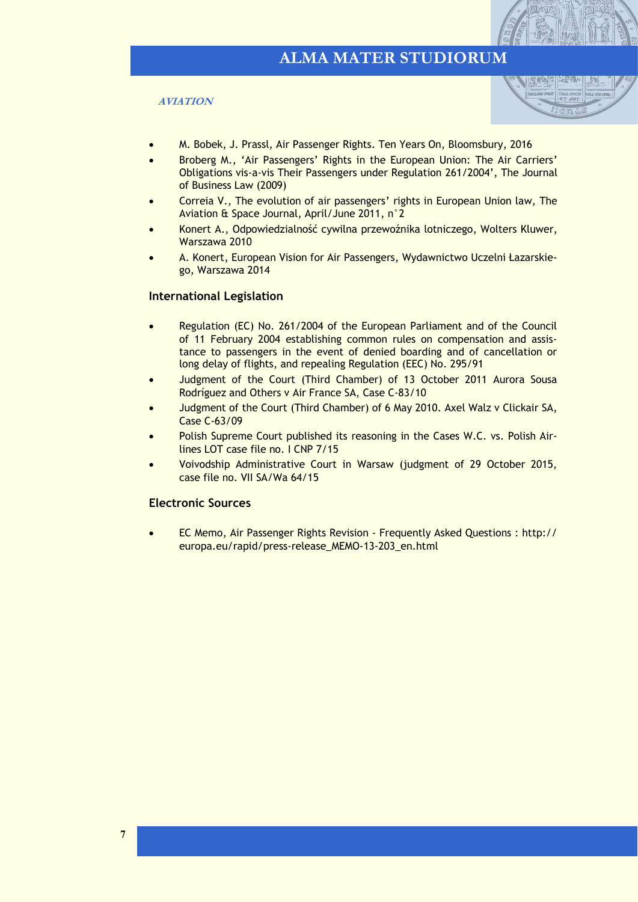- M. Bobek, J. Prassl, Air Passenger Rights. Ten Years On, Bloomsbury, 2016
- Broberg M., 'Air Passengers' Rights in the European Union: The Air Carriers' Obligations vis-a-vis Their Passengers under Regulation 261/2004', The Journal of Business Law (2009)
- Correia V., The evolution of air passengers' rights in European Union law, The Aviation & Space Journal, April/June 2011, n°2
- Konert A., Odpowiedzialność cywilna przewoźnika lotniczego, Wolters Kluwer, Warszawa 2010
- A. Konert, European Vision for Air Passengers, Wydawnictwo Uczelni Łazarskiego, Warszawa 2014

### International Legislation

- Regulation (EC) No. 261/2004 of the European Parliament and of the Council of 11 February 2004 establishing common rules on compensation and assistance to passengers in the event of denied boarding and of cancellation or long delay of flights, and repealing Regulation (EEC) No. 295/91
- Judgment of the Court (Third Chamber) of 13 October 2011 Aurora Sousa Rodríguez and Others v Air France SA, Case C-83/10
- Judgment of the Court (Third Chamber) of 6 May 2010. Axel Walz v Clickair SA, Case C-63/09
- Polish Supreme Court published its reasoning in the Cases W.C. vs. Polish Airlines LOT case file no. I CNP 7/15
- Voivodship Administrative Court in Warsaw (judgment of 29 October 2015, case file no. VII SA/Wa 64/15

### Electronic Sources

- EC Memo, Air Passenger Rights Revision - Frequently Asked Questions : http://europa.eu/rapid/press-release_MEMO-13-203_en.html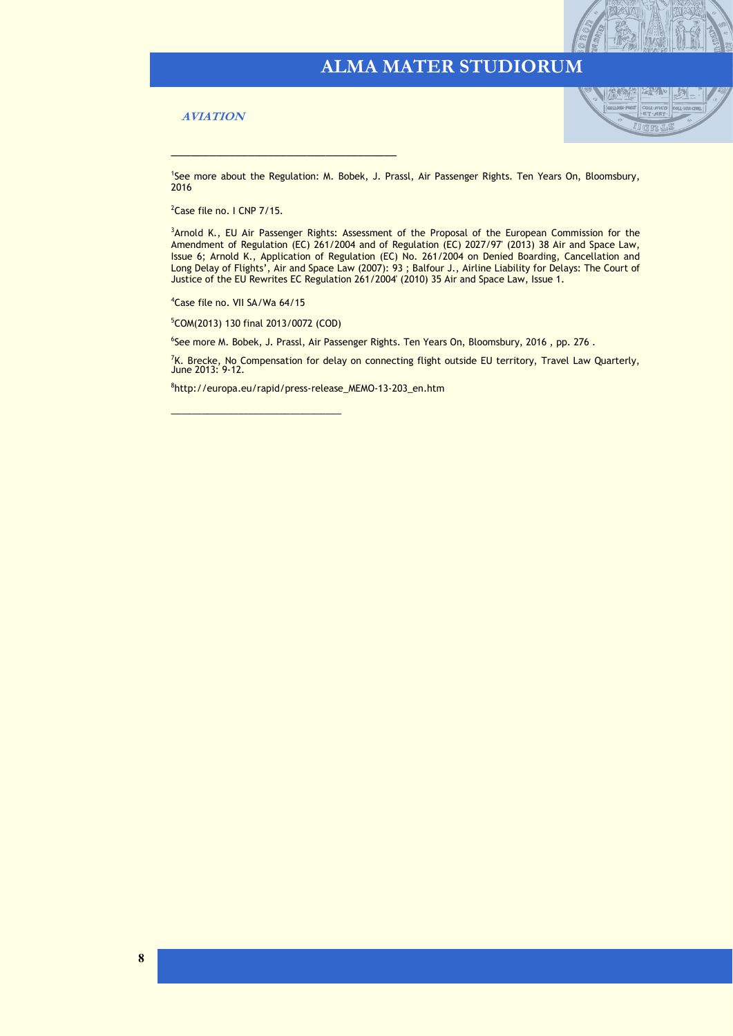[1]See more about the Regulation: M. Bobek, J. Prassl, Air Passenger Rights. Ten Years On, Bloomsbury, 2016

[2]Case file no. I CNP 7/15.

[3]Arnold K., EU Air Passenger Rights: Assessment of the Proposal of the European Commission for the Amendment of Regulation (EC) 261/2004 and of Regulation (EC) 2027/97' (2013) 38 Air and Space Law, Issue 6; Arnold K., Application of Regulation (EC) No. 261/2004 on Denied Boarding, Cancellation and Long Delay of Flights', Air and Space Law (2007): 93 ; Balfour J., Airline Liability for Delays: The Court of Justice of the EU Rewrites EC Regulation 261/2004' (2010) 35 Air and Space Law, Issue 1.

[4]Case file no. VII SA/Wa 64/15

[5]COM(2013) 130 final 2013/0072 (COD)

[6]See more M. Bobek, J. Prassl, Air Passenger Rights. Ten Years On, Bloomsbury, 2016 , pp. 276 .

[7]K. Brecke, No Compensation for delay on connecting flight outside EU territory, Travel Law Quarterly, June 2013: 9-12.

[8]http://europa.eu/rapid/press-release_MEMO-13-203_en.htm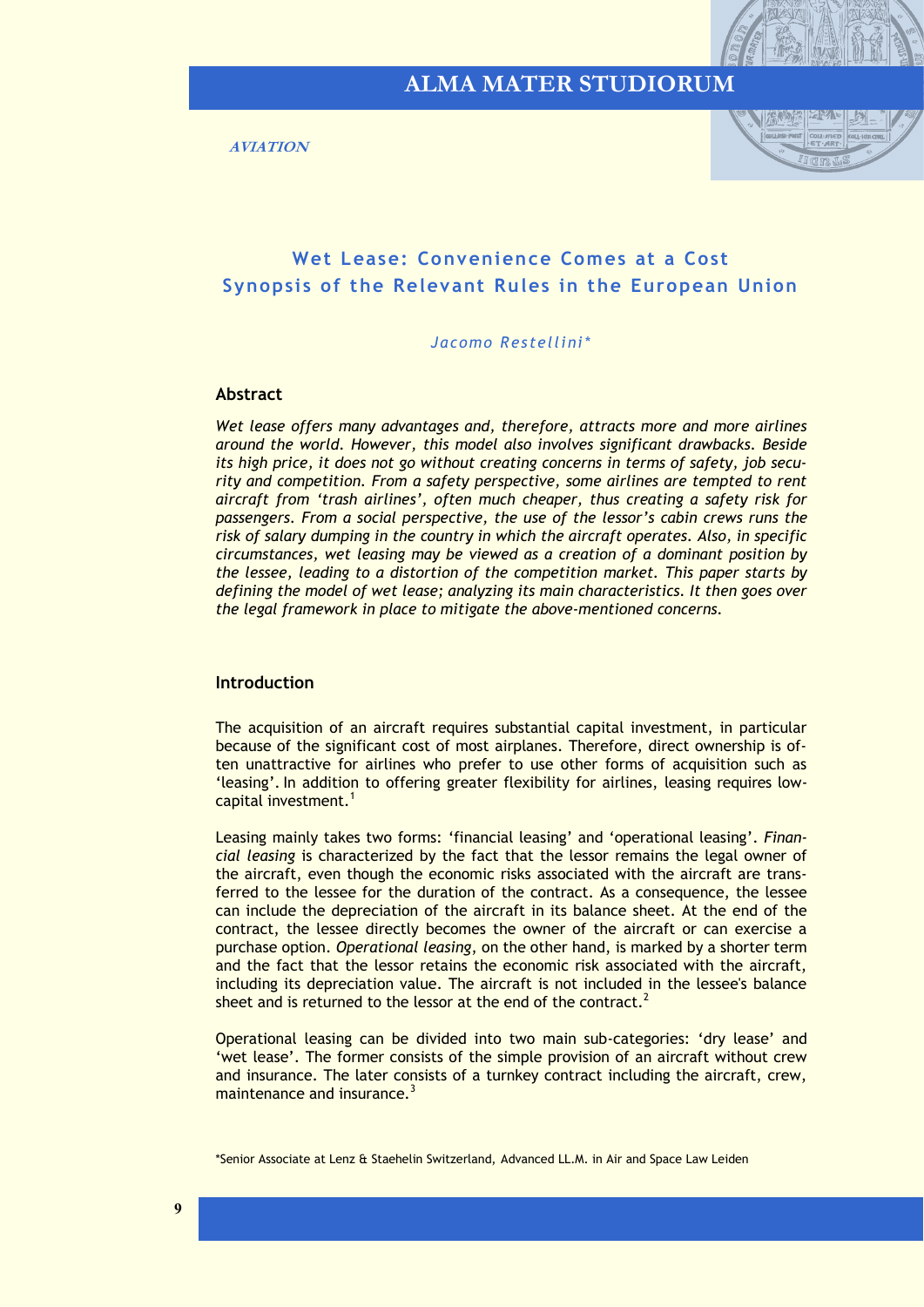*AVIATION*

## Wet Lease: Convenience Comes at a Cost
## Synopsis of the Relevant Rules in the European Union

*Jacomo Restellini\**

### Abstract

*Wet lease offers many advantages and, therefore, attracts more and more airlines around the world. However, this model also involves significant drawbacks. Beside its high price, it does not go without creating concerns in terms of safety, job security and competition. From a safety perspective, some airlines are tempted to rent aircraft from 'trash airlines', often much cheaper, thus creating a safety risk for passengers. From a social perspective, the use of the lessor's cabin crews runs the risk of salary dumping in the country in which the aircraft operates. Also, in specific circumstances, wet leasing may be viewed as a creation of a dominant position by the lessee, leading to a distortion of the competition market. This paper starts by defining the model of wet lease; analyzing its main characteristics. It then goes over the legal framework in place to mitigate the above-mentioned concerns.*

### Introduction

The acquisition of an aircraft requires substantial capital investment, in particular because of the significant cost of most airplanes. Therefore, direct ownership is often unattractive for airlines who prefer to use other forms of acquisition such as 'leasing'. In addition to offering greater flexibility for airlines, leasing requires low-capital investment.[1]

Leasing mainly takes two forms: 'financial leasing' and 'operational leasing'. *Financial leasing* is characterized by the fact that the lessor remains the legal owner of the aircraft, even though the economic risks associated with the aircraft are transferred to the lessee for the duration of the contract. As a consequence, the lessee can include the depreciation of the aircraft in its balance sheet. At the end of the contract, the lessee directly becomes the owner of the aircraft or can exercise a purchase option. *Operational leasing*, on the other hand, is marked by a shorter term and the fact that the lessor retains the economic risk associated with the aircraft, including its depreciation value. The aircraft is not included in the lessee's balance sheet and is returned to the lessor at the end of the contract.[2]

Operational leasing can be divided into two main sub-categories: 'dry lease' and 'wet lease'. The former consists of the simple provision of an aircraft without crew and insurance. The later consists of a turnkey contract including the aircraft, crew, maintenance and insurance.[3]

\*Senior Associate at Lenz & Staehelin Switzerland, Advanced LL.M. in Air and Space Law Leiden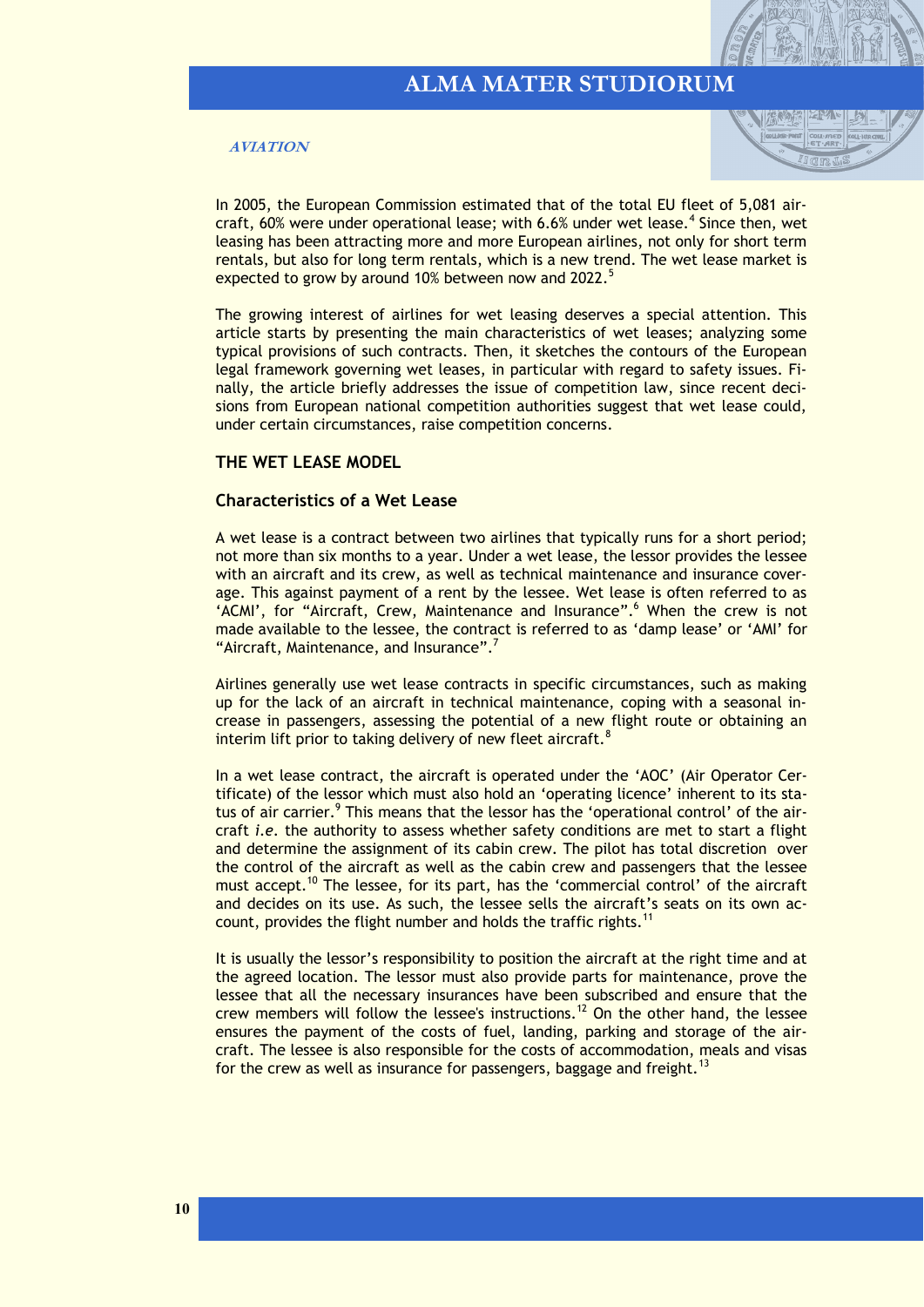In 2005, the European Commission estimated that of the total EU fleet of 5,081 aircraft, 60% were under operational lease; with 6.6% under wet lease.[4] Since then, wet leasing has been attracting more and more European airlines, not only for short term rentals, but also for long term rentals, which is a new trend. The wet lease market is expected to grow by around 10% between now and 2022.[5]

The growing interest of airlines for wet leasing deserves a special attention. This article starts by presenting the main characteristics of wet leases; analyzing some typical provisions of such contracts. Then, it sketches the contours of the European legal framework governing wet leases, in particular with regard to safety issues. Finally, the article briefly addresses the issue of competition law, since recent decisions from European national competition authorities suggest that wet lease could, under certain circumstances, raise competition concerns.

## THE WET LEASE MODEL

### Characteristics of a Wet Lease

A wet lease is a contract between two airlines that typically runs for a short period; not more than six months to a year. Under a wet lease, the lessor provides the lessee with an aircraft and its crew, as well as technical maintenance and insurance coverage. This against payment of a rent by the lessee. Wet lease is often referred to as 'ACMI', for "Aircraft, Crew, Maintenance and Insurance".[6] When the crew is not made available to the lessee, the contract is referred to as 'damp lease' or 'AMI' for "Aircraft, Maintenance, and Insurance".[7]

Airlines generally use wet lease contracts in specific circumstances, such as making up for the lack of an aircraft in technical maintenance, coping with a seasonal increase in passengers, assessing the potential of a new flight route or obtaining an interim lift prior to taking delivery of new fleet aircraft.[8]

In a wet lease contract, the aircraft is operated under the 'AOC' (Air Operator Certificate) of the lessor which must also hold an 'operating licence' inherent to its status of air carrier.[9] This means that the lessor has the 'operational control' of the aircraft *i.e.* the authority to assess whether safety conditions are met to start a flight and determine the assignment of its cabin crew. The pilot has total discretion over the control of the aircraft as well as the cabin crew and passengers that the lessee must accept.[10] The lessee, for its part, has the 'commercial control' of the aircraft and decides on its use. As such, the lessee sells the aircraft's seats on its own account, provides the flight number and holds the traffic rights.[11]

It is usually the lessor's responsibility to position the aircraft at the right time and at the agreed location. The lessor must also provide parts for maintenance, prove the lessee that all the necessary insurances have been subscribed and ensure that the crew members will follow the lessee's instructions.[12] On the other hand, the lessee ensures the payment of the costs of fuel, landing, parking and storage of the aircraft. The lessee is also responsible for the costs of accommodation, meals and visas for the crew as well as insurance for passengers, baggage and freight.[13]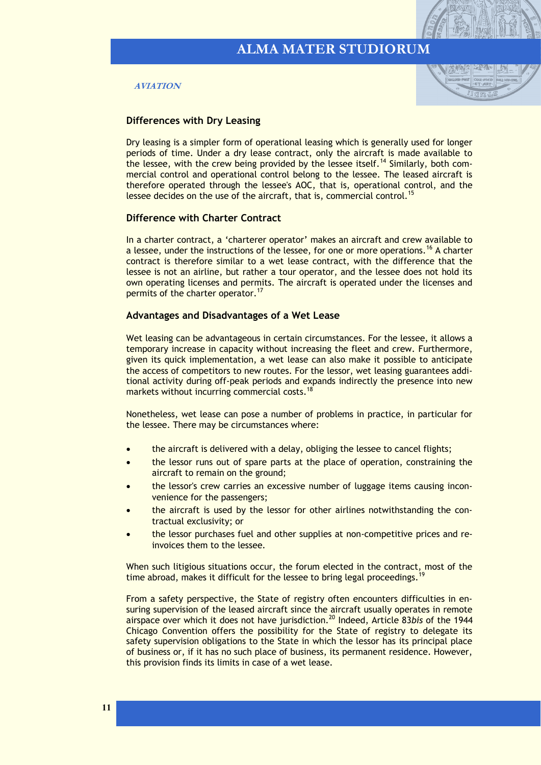### Differences with Dry Leasing

Dry leasing is a simpler form of operational leasing which is generally used for longer periods of time. Under a dry lease contract, only the aircraft is made available to the lessee, with the crew being provided by the lessee itself.[14] Similarly, both commercial control and operational control belong to the lessee. The leased aircraft is therefore operated through the lessee's AOC, that is, operational control, and the lessee decides on the use of the aircraft, that is, commercial control.[15]

### Difference with Charter Contract

In a charter contract, a 'charterer operator' makes an aircraft and crew available to a lessee, under the instructions of the lessee, for one or more operations.[16] A charter contract is therefore similar to a wet lease contract, with the difference that the lessee is not an airline, but rather a tour operator, and the lessee does not hold its own operating licenses and permits. The aircraft is operated under the licenses and permits of the charter operator.[17]

### Advantages and Disadvantages of a Wet Lease

Wet leasing can be advantageous in certain circumstances. For the lessee, it allows a temporary increase in capacity without increasing the fleet and crew. Furthermore, given its quick implementation, a wet lease can also make it possible to anticipate the access of competitors to new routes. For the lessor, wet leasing guarantees additional activity during off-peak periods and expands indirectly the presence into new markets without incurring commercial costs.[18]

Nonetheless, wet lease can pose a number of problems in practice, in particular for the lessee. There may be circumstances where:

- the aircraft is delivered with a delay, obliging the lessee to cancel flights;
- the lessor runs out of spare parts at the place of operation, constraining the aircraft to remain on the ground;
- the lessor's crew carries an excessive number of luggage items causing inconvenience for the passengers;
- the aircraft is used by the lessor for other airlines notwithstanding the contractual exclusivity; or
- the lessor purchases fuel and other supplies at non-competitive prices and re-invoices them to the lessee.

When such litigious situations occur, the forum elected in the contract, most of the time abroad, makes it difficult for the lessee to bring legal proceedings.[19]

From a safety perspective, the State of registry often encounters difficulties in ensuring supervision of the leased aircraft since the aircraft usually operates in remote airspace over which it does not have jurisdiction.[20] Indeed, Article 83*bis* of the 1944 Chicago Convention offers the possibility for the State of registry to delegate its safety supervision obligations to the State in which the lessor has its principal place of business or, if it has no such place of business, its permanent residence. However, this provision finds its limits in case of a wet lease.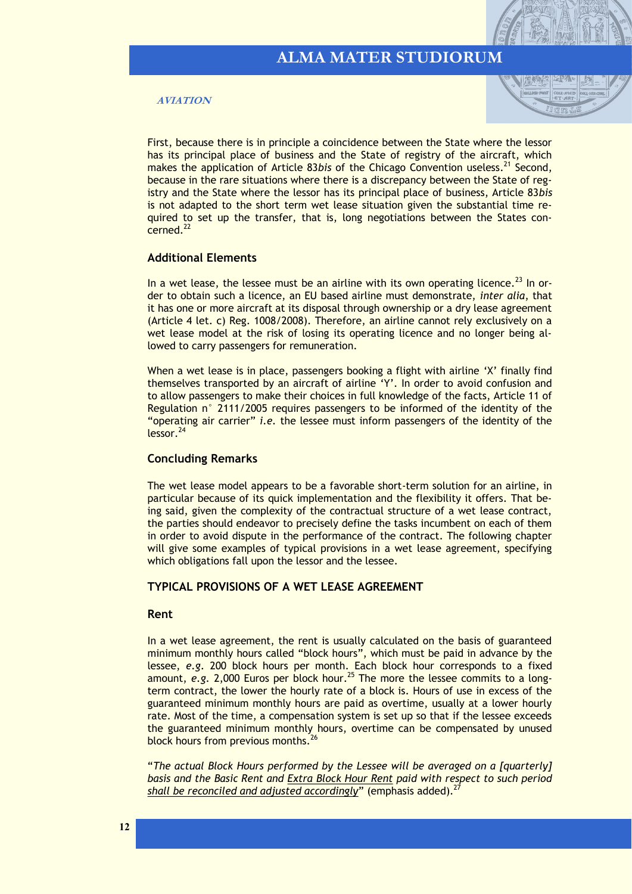First, because there is in principle a coincidence between the State where the lessor has its principal place of business and the State of registry of the aircraft, which makes the application of Article 83*bis* of the Chicago Convention useless.[21] Second, because in the rare situations where there is a discrepancy between the State of registry and the State where the lessor has its principal place of business, Article 83*bis* is not adapted to the short term wet lease situation given the substantial time required to set up the transfer, that is, long negotiations between the States concerned.[22]

### Additional Elements

In a wet lease, the lessee must be an airline with its own operating licence.[23] In order to obtain such a licence, an EU based airline must demonstrate, *inter alia*, that it has one or more aircraft at its disposal through ownership or a dry lease agreement (Article 4 let. c) Reg. 1008/2008). Therefore, an airline cannot rely exclusively on a wet lease model at the risk of losing its operating licence and no longer being allowed to carry passengers for remuneration.

When a wet lease is in place, passengers booking a flight with airline 'X' finally find themselves transported by an aircraft of airline 'Y'. In order to avoid confusion and to allow passengers to make their choices in full knowledge of the facts, Article 11 of Regulation n° 2111/2005 requires passengers to be informed of the identity of the "operating air carrier" *i.e.* the lessee must inform passengers of the identity of the lessor.[24]

### Concluding Remarks

The wet lease model appears to be a favorable short-term solution for an airline, in particular because of its quick implementation and the flexibility it offers. That being said, given the complexity of the contractual structure of a wet lease contract, the parties should endeavor to precisely define the tasks incumbent on each of them in order to avoid dispute in the performance of the contract. The following chapter will give some examples of typical provisions in a wet lease agreement, specifying which obligations fall upon the lessor and the lessee.

## TYPICAL PROVISIONS OF A WET LEASE AGREEMENT

### Rent

In a wet lease agreement, the rent is usually calculated on the basis of guaranteed minimum monthly hours called "block hours", which must be paid in advance by the lessee, *e.g.* 200 block hours per month. Each block hour corresponds to a fixed amount, *e.g.* 2,000 Euros per block hour.[25] The more the lessee commits to a long-term contract, the lower the hourly rate of a block is. Hours of use in excess of the guaranteed minimum monthly hours are paid as overtime, usually at a lower hourly rate. Most of the time, a compensation system is set up so that if the lessee exceeds the guaranteed minimum monthly hours, overtime can be compensated by unused block hours from previous months.[26]

"*The actual Block Hours performed by the Lessee will be averaged on a [quarterly] basis and the Basic Rent and* <u>*Extra Block Hour Rent*</u> *paid with respect to such period* <u>*shall be reconciled and adjusted accordingly*</u>" (emphasis added).[27]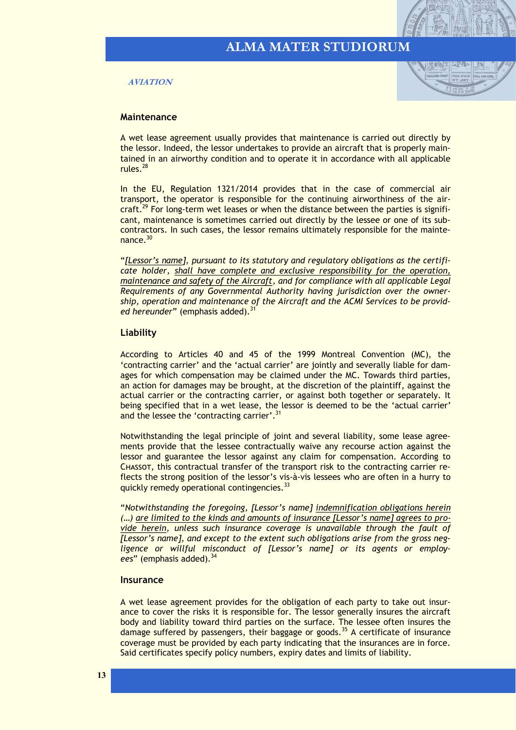## Maintenance

A wet lease agreement usually provides that maintenance is carried out directly by the lessor. Indeed, the lessor undertakes to provide an aircraft that is properly maintained in an airworthy condition and to operate it in accordance with all applicable rules.[28]

In the EU, Regulation 1321/2014 provides that in the case of commercial air transport, the operator is responsible for the continuing airworthiness of the aircraft.[29] For long-term wet leases or when the distance between the parties is significant, maintenance is sometimes carried out directly by the lessee or one of its subcontractors. In such cases, the lessor remains ultimately responsible for the maintenance.[30]

"*<u>[Lessor's name]</u>, pursuant to its statutory and regulatory obligations as the certificate holder, <u>shall have complete and exclusive responsibility for the operation, maintenance and safety of the Aircraft</u>, and for compliance with all applicable Legal Requirements of any Governmental Authority having jurisdiction over the ownership, operation and maintenance of the Aircraft and the ACMI Services to be provided hereunder*" (emphasis added).[31]

## Liability

According to Articles 40 and 45 of the 1999 Montreal Convention (MC), the 'contracting carrier' and the 'actual carrier' are jointly and severally liable for damages for which compensation may be claimed under the MC. Towards third parties, an action for damages may be brought, at the discretion of the plaintiff, against the actual carrier or the contracting carrier, or against both together or separately. It being specified that in a wet lease, the lessor is deemed to be the 'actual carrier' and the lessee the 'contracting carrier'.[31]

Notwithstanding the legal principle of joint and several liability, some lease agreements provide that the lessee contractually waive any recourse action against the lessor and guarantee the lessor against any claim for compensation. According to Chassot, this contractual transfer of the transport risk to the contracting carrier reflects the strong position of the lessor's vis-à-vis lessees who are often in a hurry to quickly remedy operational contingencies.[33]

"*Notwithstanding the foregoing, [Lessor's name] <u>indemnification obligations herein</u> (…) <u>are limited to the kinds and amounts of insurance [Lessor's name] agrees to provide herein</u>, unless such insurance coverage is unavailable through the fault of [Lessor's name], and except to the extent such obligations arise from the gross negligence or willful misconduct of [Lessor's name] or its agents or employees*" (emphasis added).[34]

## Insurance

A wet lease agreement provides for the obligation of each party to take out insurance to cover the risks it is responsible for. The lessor generally insures the aircraft body and liability toward third parties on the surface. The lessee often insures the damage suffered by passengers, their baggage or goods.[35] A certificate of insurance coverage must be provided by each party indicating that the insurances are in force. Said certificates specify policy numbers, expiry dates and limits of liability.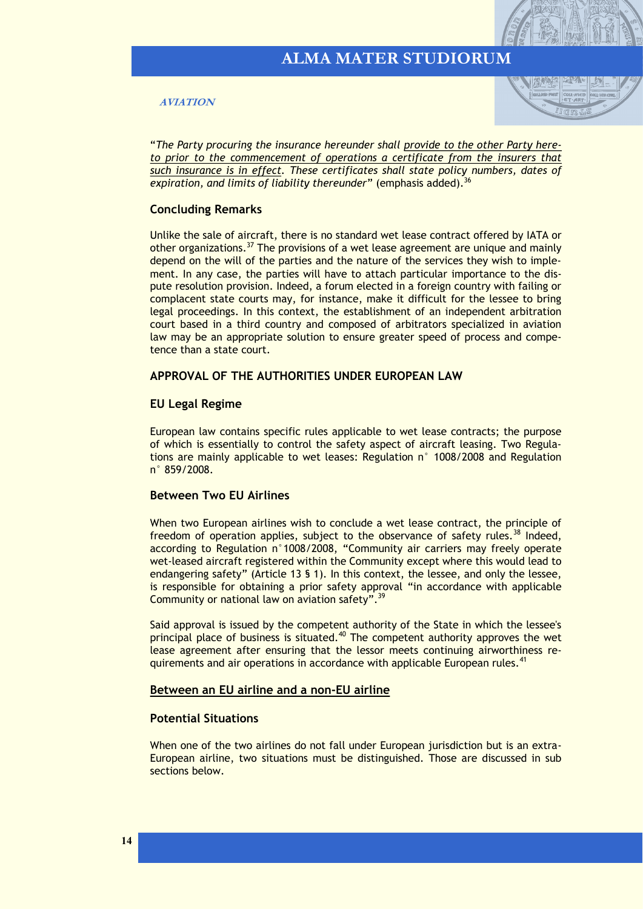"*The Party procuring the insurance hereunder shall* *<u>provide to the other Party hereto prior to the commencement of operations a certificate from the insurers that such insurance is in effect</u>. These certificates shall state policy numbers, dates of expiration, and limits of liability thereunder*" (emphasis added).[36]

### Concluding Remarks

Unlike the sale of aircraft, there is no standard wet lease contract offered by IATA or other organizations.[37] The provisions of a wet lease agreement are unique and mainly depend on the will of the parties and the nature of the services they wish to implement. In any case, the parties will have to attach particular importance to the dispute resolution provision. Indeed, a forum elected in a foreign country with failing or complacent state courts may, for instance, make it difficult for the lessee to bring legal proceedings. In this context, the establishment of an independent arbitration court based in a third country and composed of arbitrators specialized in aviation law may be an appropriate solution to ensure greater speed of process and competence than a state court.

## APPROVAL OF THE AUTHORITIES UNDER EUROPEAN LAW

### EU Legal Regime

European law contains specific rules applicable to wet lease contracts; the purpose of which is essentially to control the safety aspect of aircraft leasing. Two Regulations are mainly applicable to wet leases: Regulation n° 1008/2008 and Regulation n° 859/2008.

### Between Two EU Airlines

When two European airlines wish to conclude a wet lease contract, the principle of freedom of operation applies, subject to the observance of safety rules.[38] Indeed, according to Regulation n°1008/2008, "Community air carriers may freely operate wet-leased aircraft registered within the Community except where this would lead to endangering safety" (Article 13 § 1). In this context, the lessee, and only the lessee, is responsible for obtaining a prior safety approval "in accordance with applicable Community or national law on aviation safety".[39]

Said approval is issued by the competent authority of the State in which the lessee's principal place of business is situated.[40] The competent authority approves the wet lease agreement after ensuring that the lessor meets continuing airworthiness requirements and air operations in accordance with applicable European rules.[41]

### <u>Between an EU airline and a non-EU airline</u>

### Potential Situations

When one of the two airlines do not fall under European jurisdiction but is an extra-European airline, two situations must be distinguished. Those are discussed in sub sections below.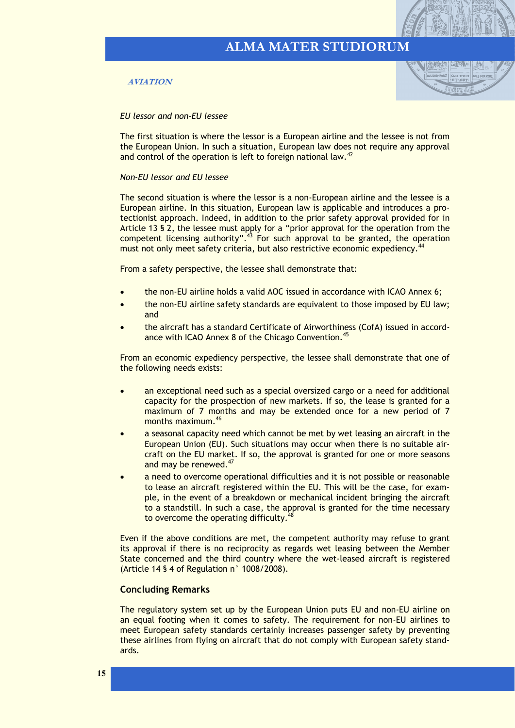*EU lessor and non-EU lessee*

The first situation is where the lessor is a European airline and the lessee is not from the European Union. In such a situation, European law does not require any approval and control of the operation is left to foreign national law.[42]

*Non-EU lessor and EU lessee*

The second situation is where the lessor is a non-European airline and the lessee is a European airline. In this situation, European law is applicable and introduces a protectionist approach. Indeed, in addition to the prior safety approval provided for in Article 13 § 2, the lessee must apply for a "prior approval for the operation from the competent licensing authority".[43] For such approval to be granted, the operation must not only meet safety criteria, but also restrictive economic expediency.[44]

From a safety perspective, the lessee shall demonstrate that:

- the non-EU airline holds a valid AOC issued in accordance with ICAO Annex 6;
- the non-EU airline safety standards are equivalent to those imposed by EU law; and
- the aircraft has a standard Certificate of Airworthiness (CofA) issued in accordance with ICAO Annex 8 of the Chicago Convention.[45]

From an economic expediency perspective, the lessee shall demonstrate that one of the following needs exists:

- an exceptional need such as a special oversized cargo or a need for additional capacity for the prospection of new markets. If so, the lease is granted for a maximum of 7 months and may be extended once for a new period of 7 months maximum.[46]
- a seasonal capacity need which cannot be met by wet leasing an aircraft in the European Union (EU). Such situations may occur when there is no suitable aircraft on the EU market. If so, the approval is granted for one or more seasons and may be renewed.[47]
- a need to overcome operational difficulties and it is not possible or reasonable to lease an aircraft registered within the EU. This will be the case, for example, in the event of a breakdown or mechanical incident bringing the aircraft to a standstill. In such a case, the approval is granted for the time necessary to overcome the operating difficulty.[48]

Even if the above conditions are met, the competent authority may refuse to grant its approval if there is no reciprocity as regards wet leasing between the Member State concerned and the third country where the wet-leased aircraft is registered (Article 14 § 4 of Regulation n° 1008/2008).

## Concluding Remarks

The regulatory system set up by the European Union puts EU and non-EU airline on an equal footing when it comes to safety. The requirement for non-EU airlines to meet European safety standards certainly increases passenger safety by preventing these airlines from flying on aircraft that do not comply with European safety standards.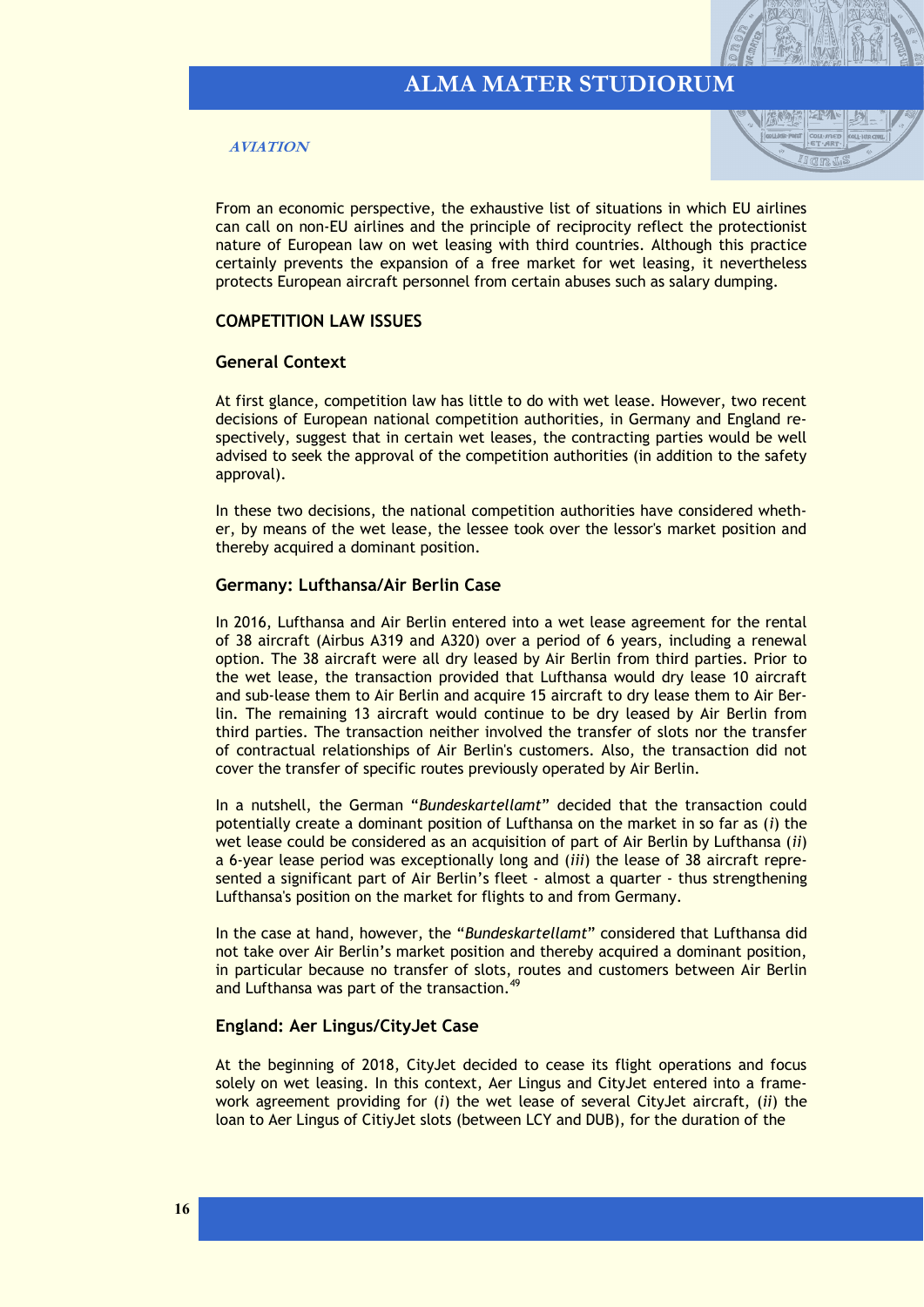From an economic perspective, the exhaustive list of situations in which EU airlines can call on non-EU airlines and the principle of reciprocity reflect the protectionist nature of European law on wet leasing with third countries. Although this practice certainly prevents the expansion of a free market for wet leasing, it nevertheless protects European aircraft personnel from certain abuses such as salary dumping.

## COMPETITION LAW ISSUES

### General Context

At first glance, competition law has little to do with wet lease. However, two recent decisions of European national competition authorities, in Germany and England respectively, suggest that in certain wet leases, the contracting parties would be well advised to seek the approval of the competition authorities (in addition to the safety approval).

In these two decisions, the national competition authorities have considered whether, by means of the wet lease, the lessee took over the lessor's market position and thereby acquired a dominant position.

### Germany: Lufthansa/Air Berlin Case

In 2016, Lufthansa and Air Berlin entered into a wet lease agreement for the rental of 38 aircraft (Airbus A319 and A320) over a period of 6 years, including a renewal option. The 38 aircraft were all dry leased by Air Berlin from third parties. Prior to the wet lease, the transaction provided that Lufthansa would dry lease 10 aircraft and sub-lease them to Air Berlin and acquire 15 aircraft to dry lease them to Air Berlin. The remaining 13 aircraft would continue to be dry leased by Air Berlin from third parties. The transaction neither involved the transfer of slots nor the transfer of contractual relationships of Air Berlin's customers. Also, the transaction did not cover the transfer of specific routes previously operated by Air Berlin.

In a nutshell, the German "*Bundeskartellamt*" decided that the transaction could potentially create a dominant position of Lufthansa on the market in so far as (*i*) the wet lease could be considered as an acquisition of part of Air Berlin by Lufthansa (*ii*) a 6-year lease period was exceptionally long and (*iii*) the lease of 38 aircraft represented a significant part of Air Berlin's fleet - almost a quarter - thus strengthening Lufthansa's position on the market for flights to and from Germany.

In the case at hand, however, the "*Bundeskartellamt*" considered that Lufthansa did not take over Air Berlin's market position and thereby acquired a dominant position, in particular because no transfer of slots, routes and customers between Air Berlin and Lufthansa was part of the transaction.[49]

### England: Aer Lingus/CityJet Case

At the beginning of 2018, CityJet decided to cease its flight operations and focus solely on wet leasing. In this context, Aer Lingus and CityJet entered into a framework agreement providing for (*i*) the wet lease of several CityJet aircraft, (*ii*) the loan to Aer Lingus of CitiyJet slots (between LCY and DUB), for the duration of the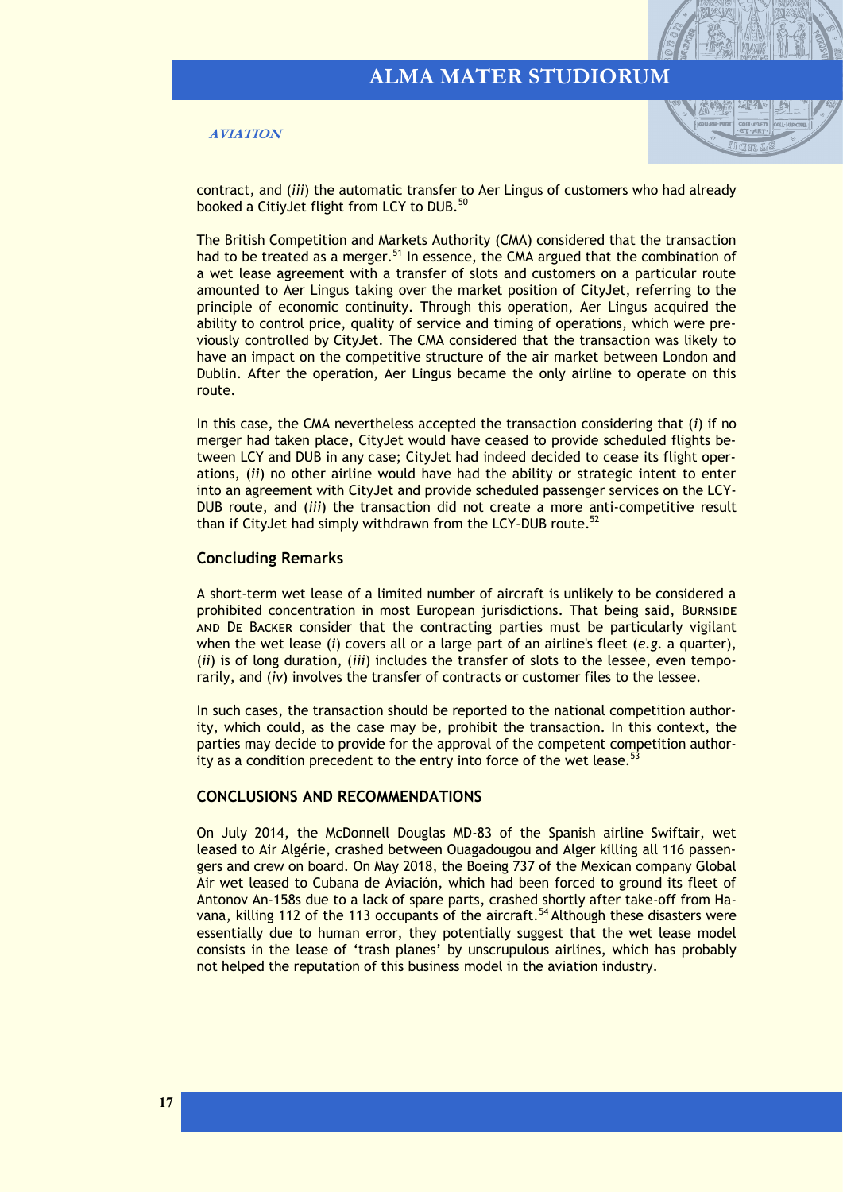contract, and (*iii*) the automatic transfer to Aer Lingus of customers who had already booked a CitiyJet flight from LCY to DUB.[50]

The British Competition and Markets Authority (CMA) considered that the transaction had to be treated as a merger.[51] In essence, the CMA argued that the combination of a wet lease agreement with a transfer of slots and customers on a particular route amounted to Aer Lingus taking over the market position of CityJet, referring to the principle of economic continuity. Through this operation, Aer Lingus acquired the ability to control price, quality of service and timing of operations, which were previously controlled by CityJet. The CMA considered that the transaction was likely to have an impact on the competitive structure of the air market between London and Dublin. After the operation, Aer Lingus became the only airline to operate on this route.

In this case, the CMA nevertheless accepted the transaction considering that (*i*) if no merger had taken place, CityJet would have ceased to provide scheduled flights between LCY and DUB in any case; CityJet had indeed decided to cease its flight operations, (*ii*) no other airline would have had the ability or strategic intent to enter into an agreement with CityJet and provide scheduled passenger services on the LCY-DUB route, and (*iii*) the transaction did not create a more anti-competitive result than if CityJet had simply withdrawn from the LCY-DUB route.[52]

### Concluding Remarks

A short-term wet lease of a limited number of aircraft is unlikely to be considered a prohibited concentration in most European jurisdictions. That being said, Burnside and De Backer consider that the contracting parties must be particularly vigilant when the wet lease (*i*) covers all or a large part of an airline's fleet (*e.g.* a quarter), (*ii*) is of long duration, (*iii*) includes the transfer of slots to the lessee, even temporarily, and (*iv*) involves the transfer of contracts or customer files to the lessee.

In such cases, the transaction should be reported to the national competition authority, which could, as the case may be, prohibit the transaction. In this context, the parties may decide to provide for the approval of the competent competition authority as a condition precedent to the entry into force of the wet lease.[53]

## CONCLUSIONS AND RECOMMENDATIONS

On July 2014, the McDonnell Douglas MD-83 of the Spanish airline Swiftair, wet leased to Air Algérie, crashed between Ouagadougou and Alger killing all 116 passengers and crew on board. On May 2018, the Boeing 737 of the Mexican company Global Air wet leased to Cubana de Aviación, which had been forced to ground its fleet of Antonov An-158s due to a lack of spare parts, crashed shortly after take-off from Havana, killing 112 of the 113 occupants of the aircraft.[54] Although these disasters were essentially due to human error, they potentially suggest that the wet lease model consists in the lease of 'trash planes' by unscrupulous airlines, which has probably not helped the reputation of this business model in the aviation industry.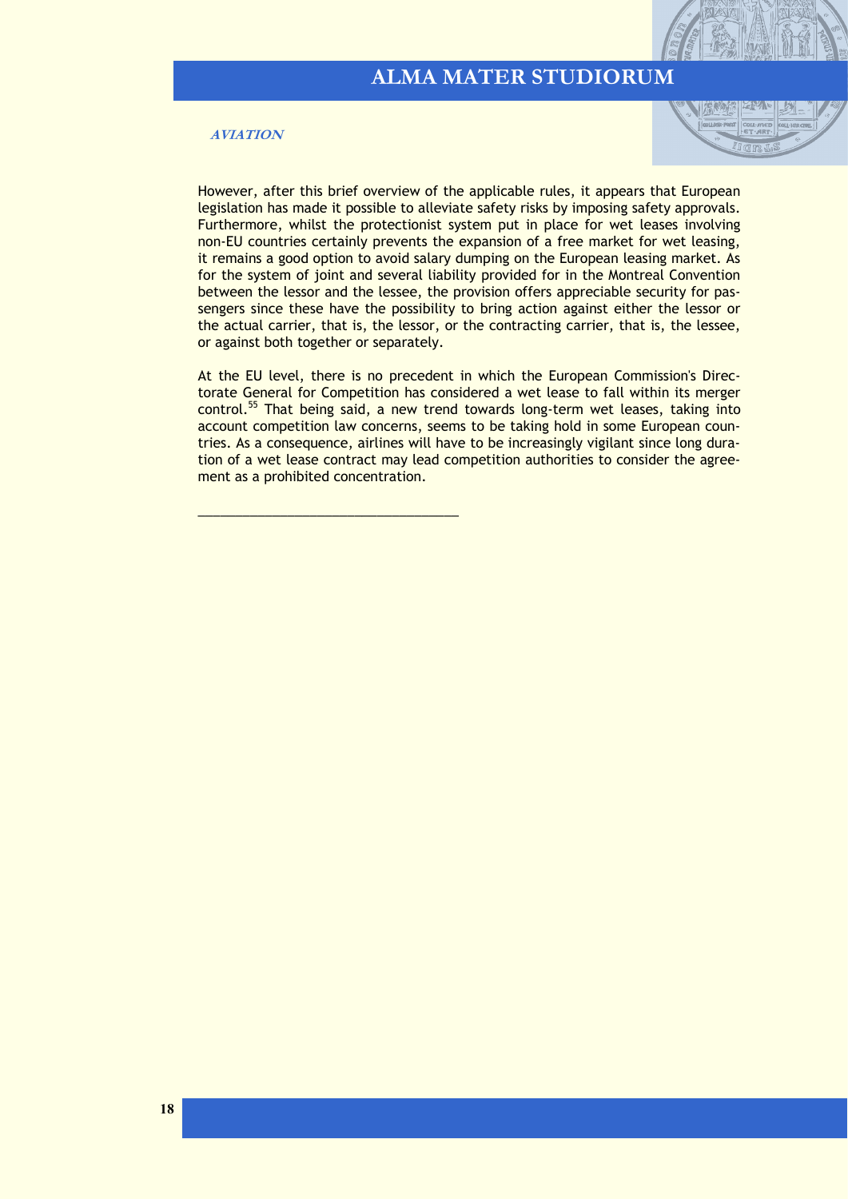However, after this brief overview of the applicable rules, it appears that European legislation has made it possible to alleviate safety risks by imposing safety approvals. Furthermore, whilst the protectionist system put in place for wet leases involving non-EU countries certainly prevents the expansion of a free market for wet leasing, it remains a good option to avoid salary dumping on the European leasing market. As for the system of joint and several liability provided for in the Montreal Convention between the lessor and the lessee, the provision offers appreciable security for passengers since these have the possibility to bring action against either the lessor or the actual carrier, that is, the lessor, or the contracting carrier, that is, the lessee, or against both together or separately.

At the EU level, there is no precedent in which the European Commission's Directorate General for Competition has considered a wet lease to fall within its merger control.[55] That being said, a new trend towards long-term wet leases, taking into account competition law concerns, seems to be taking hold in some European countries. As a consequence, airlines will have to be increasingly vigilant since long duration of a wet lease contract may lead competition authorities to consider the agreement as a prohibited concentration.

___________________________________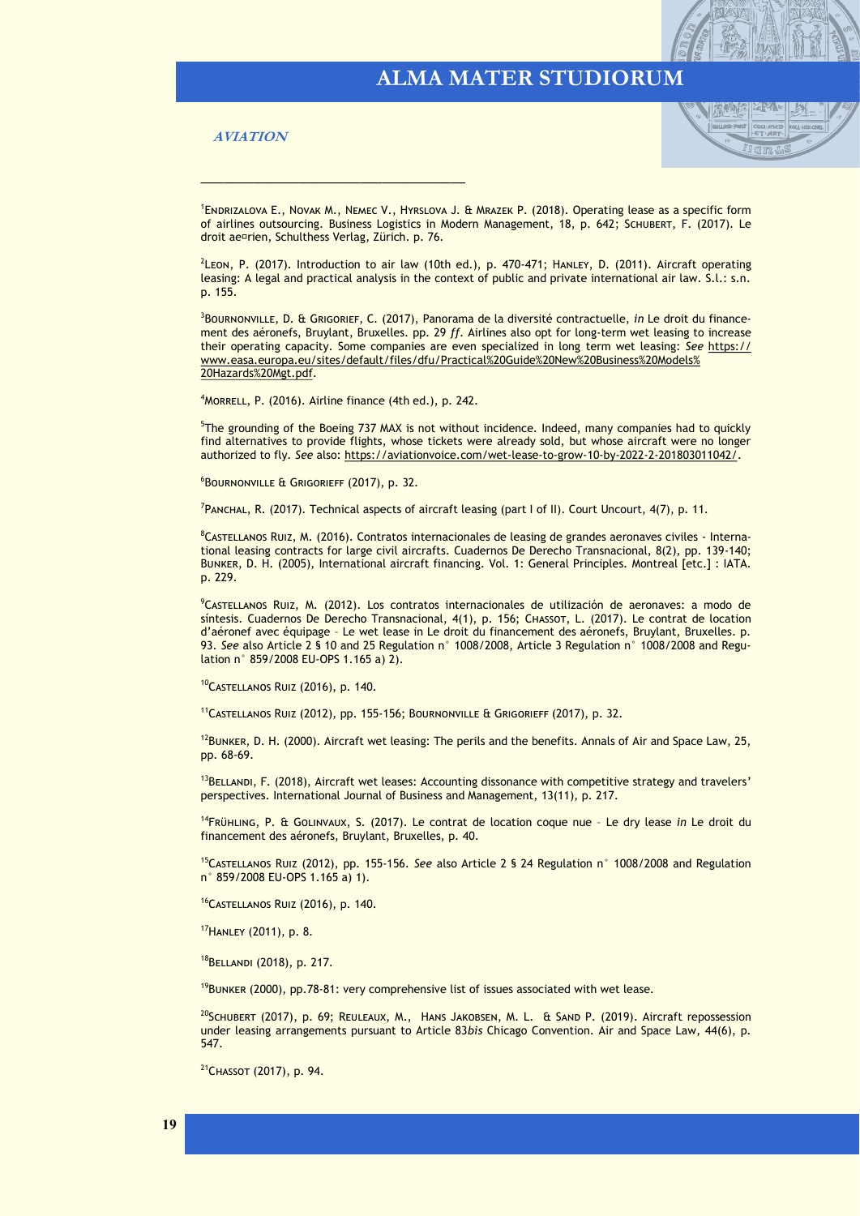[1]Endrizalova E., Novak M., Nemec V., Hyrslova J. & Mrazek P. (2018). Operating lease as a specific form of airlines outsourcing. Business Logistics in Modern Management, 18, p. 642; Schubert, F. (2017). Le droit ae¤rien, Schulthess Verlag, Zürich. p. 76.

[2]Leon, P. (2017). Introduction to air law (10th ed.), p. 470-471; Hanley, D. (2011). Aircraft operating leasing: A legal and practical analysis in the context of public and private international air law. S.l.: s.n. p. 155.

[3]Bournonville, D. & Grigorief, C. (2017), Panorama de la diversité contractuelle, *in* Le droit du financement des aéronefs, Bruylant, Bruxelles. pp. 29 *ff*. Airlines also opt for long-term wet leasing to increase their operating capacity. Some companies are even specialized in long term wet leasing: *See* https://www.easa.europa.eu/sites/default/files/dfu/Practical%20Guide%20New%20Business%20Models%20Hazards%20Mgt.pdf.

[4]Morrell, P. (2016). Airline finance (4th ed.), p. 242.

[5]The grounding of the Boeing 737 MAX is not without incidence. Indeed, many companies had to quickly find alternatives to provide flights, whose tickets were already sold, but whose aircraft were no longer authorized to fly. *See* also: https://aviationvoice.com/wet-lease-to-grow-10-by-2022-2-201803011042/.

[6]Bournonville & Grigorieff (2017), p. 32.

[7]Panchal, R. (2017). Technical aspects of aircraft leasing (part I of II). Court Uncourt, 4(7), p. 11.

[8]Castellanos Ruiz, M. (2016). Contratos internacionales de leasing de grandes aeronaves civiles - International leasing contracts for large civil aircrafts. Cuadernos De Derecho Transnacional, 8(2), pp. 139-140; Bunker, D. H. (2005), International aircraft financing. Vol. 1: General Principles. Montreal [etc.] : IATA. p. 229.

[9]Castellanos Ruiz, M. (2012). Los contratos internacionales de utilización de aeronaves: a modo de síntesis. Cuadernos De Derecho Transnacional, 4(1), p. 156; Chassot, L. (2017). Le contrat de location d'aéronef avec équipage – Le wet lease in Le droit du financement des aéronefs, Bruylant, Bruxelles. p. 93. *See* also Article 2 § 10 and 25 Regulation n° 1008/2008, Article 3 Regulation n° 1008/2008 and Regulation n° 859/2008 EU-OPS 1.165 a) 2).

[10]Castellanos Ruiz (2016), p. 140.

[11]Castellanos Ruiz (2012), pp. 155-156; Bournonville & Grigorieff (2017), p. 32.

[12]Bunker, D. H. (2000). Aircraft wet leasing: The perils and the benefits. Annals of Air and Space Law, 25, pp. 68-69.

[13]Bellandi, F. (2018), Aircraft wet leases: Accounting dissonance with competitive strategy and travelers' perspectives. International Journal of Business and Management, 13(11), p. 217.

[14]Frühling, P. & Golinvaux, S. (2017). Le contrat de location coque nue – Le dry lease *in* Le droit du financement des aéronefs, Bruylant, Bruxelles, p. 40.

[15]Castellanos Ruiz (2012), pp. 155-156. *See* also Article 2 § 24 Regulation n° 1008/2008 and Regulation n° 859/2008 EU-OPS 1.165 a) 1).

[16]Castellanos Ruiz (2016), p. 140.

[17]Hanley (2011), p. 8.

[18]Bellandi (2018), p. 217.

[19]Bunker (2000), pp.78-81: very comprehensive list of issues associated with wet lease.

[20]Schubert (2017), p. 69; Reuleaux, M., Hans Jakobsen, M. L. & Sand P. (2019). Aircraft repossession under leasing arrangements pursuant to Article 83*bis* Chicago Convention. Air and Space Law, 44(6), p. 547.

[21]Chassot (2017), p. 94.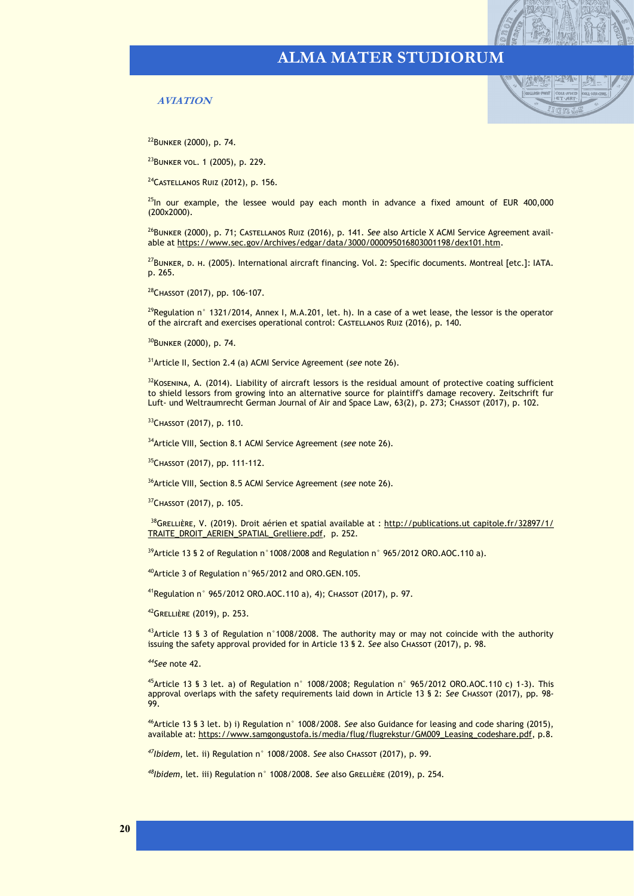[22]Bunker (2000), p. 74.

[23]Bunker vol. 1 (2005), p. 229.

[24]Castellanos Ruiz (2012), p. 156.

[25]In our example, the lessee would pay each month in advance a fixed amount of EUR 400,000 (200x2000).

[26]Bunker (2000), p. 71; Castellanos Ruiz (2016), p. 141. *See* also Article X ACMI Service Agreement available at https://www.sec.gov/Archives/edgar/data/3000/000095016803001198/dex101.htm.

[27]Bunker, d. h. (2005). International aircraft financing. Vol. 2: Specific documents. Montreal [etc.]: IATA. p. 265.

[28]Chassot (2017), pp. 106-107.

[29]Regulation n° 1321/2014, Annex I, M.A.201, let. h). In a case of a wet lease, the lessor is the operator of the aircraft and exercises operational control: Castellanos Ruiz (2016), p. 140.

[30]Bunker (2000), p. 74.

[31]Article II, Section 2.4 (a) ACMI Service Agreement (*see* note 26).

[32]Kosenina, A. (2014). Liability of aircraft lessors is the residual amount of protective coating sufficient to shield lessors from growing into an alternative source for plaintiff's damage recovery. Zeitschrift fur Luft- und Weltraumrecht German Journal of Air and Space Law, 63(2), p. 273; Chassot (2017), p. 102.

[33]Chassot (2017), p. 110.

[34]Article VIII, Section 8.1 ACMI Service Agreement (*see* note 26).

[35]Chassot (2017), pp. 111-112.

[36]Article VIII, Section 8.5 ACMI Service Agreement (*see* note 26).

[37]Chassot (2017), p. 105.

[38]Grellière, V. (2019). Droit aérien et spatial available at : http://publications.ut capitole.fr/32897/1/TRAITE_DROIT_AERIEN_SPATIAL_Grelliere.pdf, p. 252.

[39]Article 13 § 2 of Regulation n°1008/2008 and Regulation n° 965/2012 ORO.AOC.110 a).

[40]Article 3 of Regulation n°965/2012 and ORO.GEN.105.

[41]Regulation n° 965/2012 ORO.AOC.110 a), 4); Chassot (2017), p. 97.

[42]Grellière (2019), p. 253.

[43]Article 13 § 3 of Regulation n°1008/2008. The authority may or may not coincide with the authority issuing the safety approval provided for in Article 13 § 2. *See* also Chassot (2017), p. 98.

[44]*See* note 42.

[45]Article 13 § 3 let. a) of Regulation n° 1008/2008; Regulation n° 965/2012 ORO.AOC.110 c) 1-3). This approval overlaps with the safety requirements laid down in Article 13 § 2: *See* Chassot (2017), pp. 98-99.

[46]Article 13 § 3 let. b) i) Regulation n° 1008/2008. *See* also Guidance for leasing and code sharing (2015), available at: https://www.samgongustofa.is/media/flug/flugrekstur/GM009_Leasing_codeshare.pdf, p.8.

[47]*Ibidem*, let. ii) Regulation n° 1008/2008. *See* also Chassot (2017), p. 99.

[48]*Ibidem*, let. iii) Regulation n° 1008/2008. *See* also Grellière (2019), p. 254.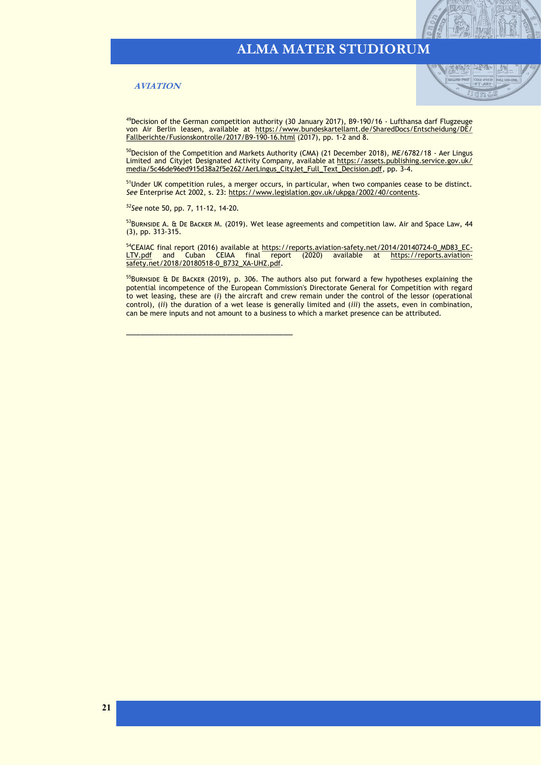[49]Decision of the German competition authority (30 January 2017), B9-190/16 - Lufthansa darf Flugzeuge von Air Berlin leasen, available at https://www.bundeskartellamt.de/SharedDocs/Entscheidung/DE/Fallberichte/Fusionskontrolle/2017/B9-190-16.html (2017), pp. 1-2 and 8.

[50]Decision of the Competition and Markets Authority (CMA) (21 December 2018), ME/6782/18 - Aer Lingus Limited and Cityjet Designated Activity Company, available at https://assets.publishing.service.gov.uk/media/5c46de96ed915d38a2f5e262/AerLingus_CityJet_Full_Text_Decision.pdf, pp. 3-4.

[51]Under UK competition rules, a merger occurs, in particular, when two companies cease to be distinct. *See* Enterprise Act 2002, s. 23: https://www.legislation.gov.uk/ukpga/2002/40/contents.

[52]*See* note 50, pp. 7, 11-12, 14-20.

[53]Burnside A. & De Backer M. (2019). Wet lease agreements and competition law. Air and Space Law, 44 (3), pp. 313-315.

[54]CEAIAC final report (2016) available at https://reports.aviation-safety.net/2014/20140724-0_MD83_EC-LTV.pdf and Cuban CEIAA final report (2020) available at https://reports.aviation-safety.net/2018/20180518-0_B732_XA-UHZ.pdf.

[55]Burnside & De Backer (2019), p. 306. The authors also put forward a few hypotheses explaining the potential incompetence of the European Commission's Directorate General for Competition with regard to wet leasing, these are (*i*) the aircraft and crew remain under the control of the lessor (operational control), (*ii*) the duration of a wet lease is generally limited and (*iii*) the assets, even in combination, can be mere inputs and not amount to a business to which a market presence can be attributed.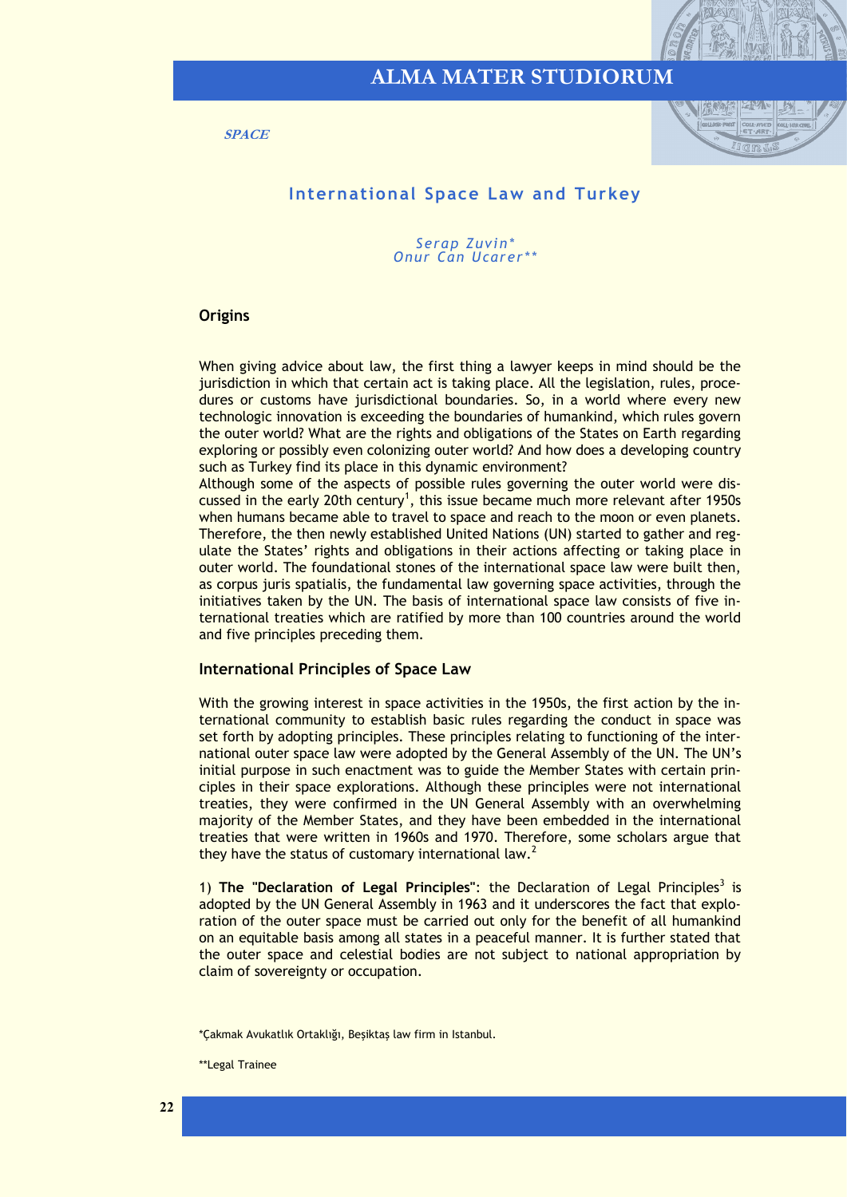*SPACE*

# International Space Law and Turkey

*Serap Zuvin\**
*Onur Can Ucarer\*\**

## Origins

When giving advice about law, the first thing a lawyer keeps in mind should be the jurisdiction in which that certain act is taking place. All the legislation, rules, procedures or customs have jurisdictional boundaries. So, in a world where every new technologic innovation is exceeding the boundaries of humankind, which rules govern the outer world? What are the rights and obligations of the States on Earth regarding exploring or possibly even colonizing outer world? And how does a developing country such as Turkey find its place in this dynamic environment?

Although some of the aspects of possible rules governing the outer world were discussed in the early 20th century[1], this issue became much more relevant after 1950s when humans became able to travel to space and reach to the moon or even planets. Therefore, the then newly established United Nations (UN) started to gather and regulate the States' rights and obligations in their actions affecting or taking place in outer world. The foundational stones of the international space law were built then, as corpus juris spatialis, the fundamental law governing space activities, through the initiatives taken by the UN. The basis of international space law consists of five international treaties which are ratified by more than 100 countries around the world and five principles preceding them.

## International Principles of Space Law

With the growing interest in space activities in the 1950s, the first action by the international community to establish basic rules regarding the conduct in space was set forth by adopting principles. These principles relating to functioning of the international outer space law were adopted by the General Assembly of the UN. The UN's initial purpose in such enactment was to guide the Member States with certain principles in their space explorations. Although these principles were not international treaties, they were confirmed in the UN General Assembly with an overwhelming majority of the Member States, and they have been embedded in the international treaties that were written in 1960s and 1970. Therefore, some scholars argue that they have the status of customary international law.[2]

1) **The "Declaration of Legal Principles"**: the Declaration of Legal Principles[3] is adopted by the UN General Assembly in 1963 and it underscores the fact that exploration of the outer space must be carried out only for the benefit of all humankind on an equitable basis among all states in a peaceful manner. It is further stated that the outer space and celestial bodies are not subject to national appropriation by claim of sovereignty or occupation.

\*Çakmak Avukatlık Ortaklığı, Beşiktaş law firm in Istanbul.

\*\*Legal Trainee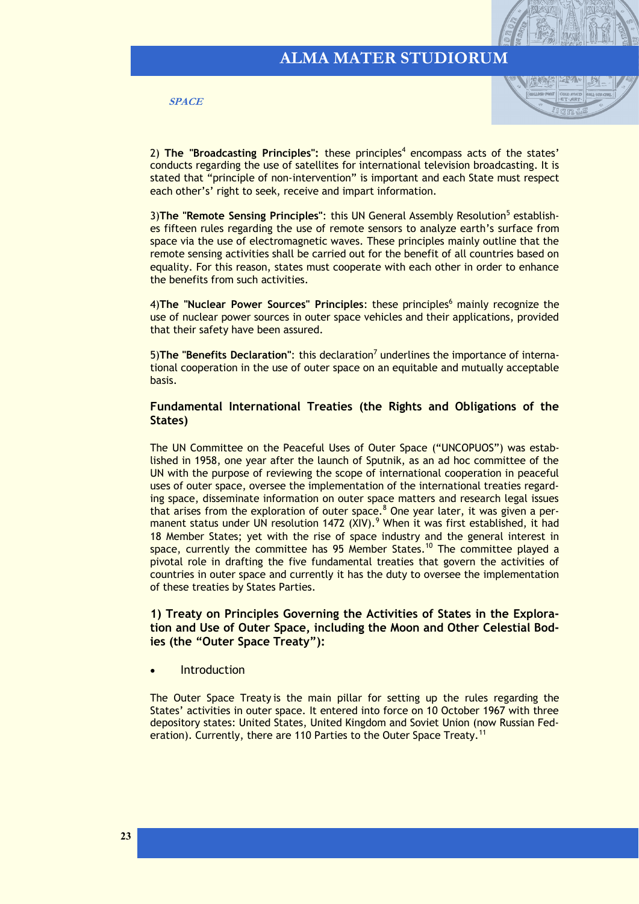2) **The "Broadcasting Principles":** these principles[4] encompass acts of the states' conducts regarding the use of satellites for international television broadcasting. It is stated that "principle of non-intervention" is important and each State must respect each other's' right to seek, receive and impart information.

3)**The "Remote Sensing Principles"**: this UN General Assembly Resolution[5] establishes fifteen rules regarding the use of remote sensors to analyze earth's surface from space via the use of electromagnetic waves. These principles mainly outline that the remote sensing activities shall be carried out for the benefit of all countries based on equality. For this reason, states must cooperate with each other in order to enhance the benefits from such activities.

4)**The "Nuclear Power Sources" Principles**: these principles[6] mainly recognize the use of nuclear power sources in outer space vehicles and their applications, provided that their safety have been assured.

5)**The "Benefits Declaration"**: this declaration[7] underlines the importance of international cooperation in the use of outer space on an equitable and mutually acceptable basis.

### Fundamental International Treaties (the Rights and Obligations of the States)

The UN Committee on the Peaceful Uses of Outer Space ("UNCOPUOS") was established in 1958, one year after the launch of Sputnik, as an ad hoc committee of the UN with the purpose of reviewing the scope of international cooperation in peaceful uses of outer space, oversee the implementation of the international treaties regarding space, disseminate information on outer space matters and research legal issues that arises from the exploration of outer space.[8] One year later, it was given a permanent status under UN resolution 1472 (XIV).[9] When it was first established, it had 18 Member States; yet with the rise of space industry and the general interest in space, currently the committee has 95 Member States.[10] The committee played a pivotal role in drafting the five fundamental treaties that govern the activities of countries in outer space and currently it has the duty to oversee the implementation of these treaties by States Parties.

### 1) Treaty on Principles Governing the Activities of States in the Exploration and Use of Outer Space, including the Moon and Other Celestial Bodies (the "Outer Space Treaty"):

- Introduction

The Outer Space Treaty is the main pillar for setting up the rules regarding the States' activities in outer space. It entered into force on 10 October 1967 with three depository states: United States, United Kingdom and Soviet Union (now Russian Federation). Currently, there are 110 Parties to the Outer Space Treaty.[11]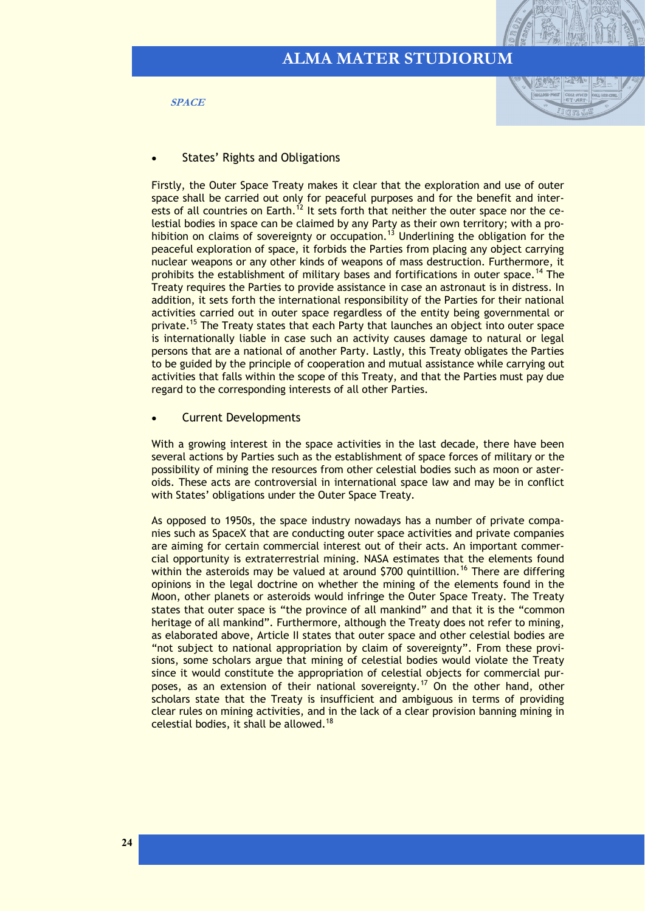- States' Rights and Obligations

Firstly, the Outer Space Treaty makes it clear that the exploration and use of outer space shall be carried out only for peaceful purposes and for the benefit and interests of all countries on Earth.[12] It sets forth that neither the outer space nor the celestial bodies in space can be claimed by any Party as their own territory; with a prohibition on claims of sovereignty or occupation.[13] Underlining the obligation for the peaceful exploration of space, it forbids the Parties from placing any object carrying nuclear weapons or any other kinds of weapons of mass destruction. Furthermore, it prohibits the establishment of military bases and fortifications in outer space.[14] The Treaty requires the Parties to provide assistance in case an astronaut is in distress. In addition, it sets forth the international responsibility of the Parties for their national activities carried out in outer space regardless of the entity being governmental or private.[15] The Treaty states that each Party that launches an object into outer space is internationally liable in case such an activity causes damage to natural or legal persons that are a national of another Party. Lastly, this Treaty obligates the Parties to be guided by the principle of cooperation and mutual assistance while carrying out activities that falls within the scope of this Treaty, and that the Parties must pay due regard to the corresponding interests of all other Parties.

- Current Developments

With a growing interest in the space activities in the last decade, there have been several actions by Parties such as the establishment of space forces of military or the possibility of mining the resources from other celestial bodies such as moon or asteroids. These acts are controversial in international space law and may be in conflict with States' obligations under the Outer Space Treaty.

As opposed to 1950s, the space industry nowadays has a number of private companies such as SpaceX that are conducting outer space activities and private companies are aiming for certain commercial interest out of their acts. An important commercial opportunity is extraterrestrial mining. NASA estimates that the elements found within the asteroids may be valued at around $700 quintillion.[16] There are differing opinions in the legal doctrine on whether the mining of the elements found in the Moon, other planets or asteroids would infringe the Outer Space Treaty. The Treaty states that outer space is "the province of all mankind" and that it is the "common heritage of all mankind". Furthermore, although the Treaty does not refer to mining, as elaborated above, Article II states that outer space and other celestial bodies are "not subject to national appropriation by claim of sovereignty". From these provisions, some scholars argue that mining of celestial bodies would violate the Treaty since it would constitute the appropriation of celestial objects for commercial purposes, as an extension of their national sovereignty.[17] On the other hand, other scholars state that the Treaty is insufficient and ambiguous in terms of providing clear rules on mining activities, and in the lack of a clear provision banning mining in celestial bodies, it shall be allowed.[18]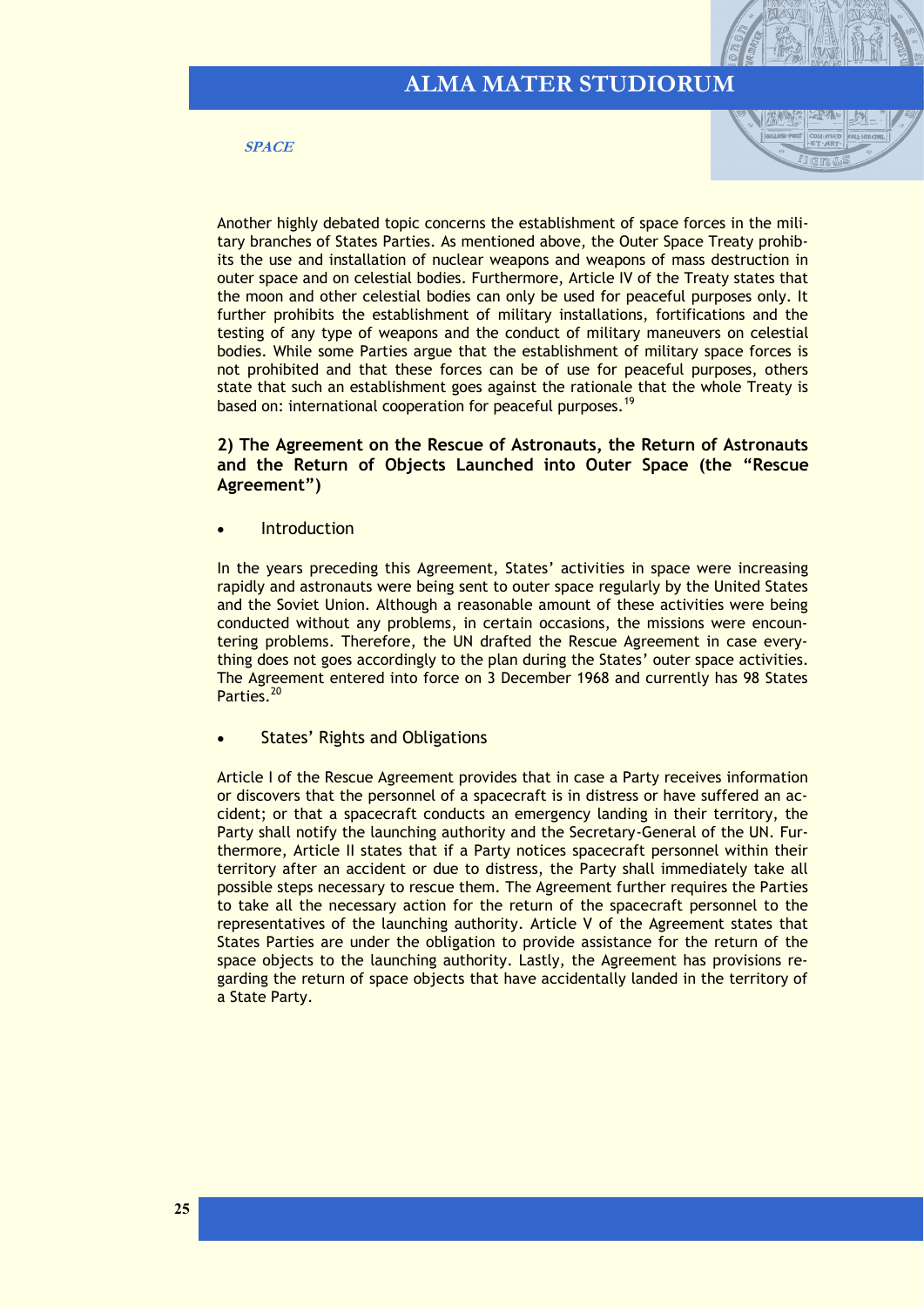Another highly debated topic concerns the establishment of space forces in the military branches of States Parties. As mentioned above, the Outer Space Treaty prohibits the use and installation of nuclear weapons and weapons of mass destruction in outer space and on celestial bodies. Furthermore, Article IV of the Treaty states that the moon and other celestial bodies can only be used for peaceful purposes only. It further prohibits the establishment of military installations, fortifications and the testing of any type of weapons and the conduct of military maneuvers on celestial bodies. While some Parties argue that the establishment of military space forces is not prohibited and that these forces can be of use for peaceful purposes, others state that such an establishment goes against the rationale that the whole Treaty is based on: international cooperation for peaceful purposes.[19]

### 2) The Agreement on the Rescue of Astronauts, the Return of Astronauts and the Return of Objects Launched into Outer Space (the "Rescue Agreement")

- Introduction

In the years preceding this Agreement, States' activities in space were increasing rapidly and astronauts were being sent to outer space regularly by the United States and the Soviet Union. Although a reasonable amount of these activities were being conducted without any problems, in certain occasions, the missions were encountering problems. Therefore, the UN drafted the Rescue Agreement in case everything does not goes accordingly to the plan during the States' outer space activities. The Agreement entered into force on 3 December 1968 and currently has 98 States Parties.[20]

- States' Rights and Obligations

Article I of the Rescue Agreement provides that in case a Party receives information or discovers that the personnel of a spacecraft is in distress or have suffered an accident; or that a spacecraft conducts an emergency landing in their territory, the Party shall notify the launching authority and the Secretary-General of the UN. Furthermore, Article II states that if a Party notices spacecraft personnel within their territory after an accident or due to distress, the Party shall immediately take all possible steps necessary to rescue them. The Agreement further requires the Parties to take all the necessary action for the return of the spacecraft personnel to the representatives of the launching authority. Article V of the Agreement states that States Parties are under the obligation to provide assistance for the return of the space objects to the launching authority. Lastly, the Agreement has provisions regarding the return of space objects that have accidentally landed in the territory of a State Party.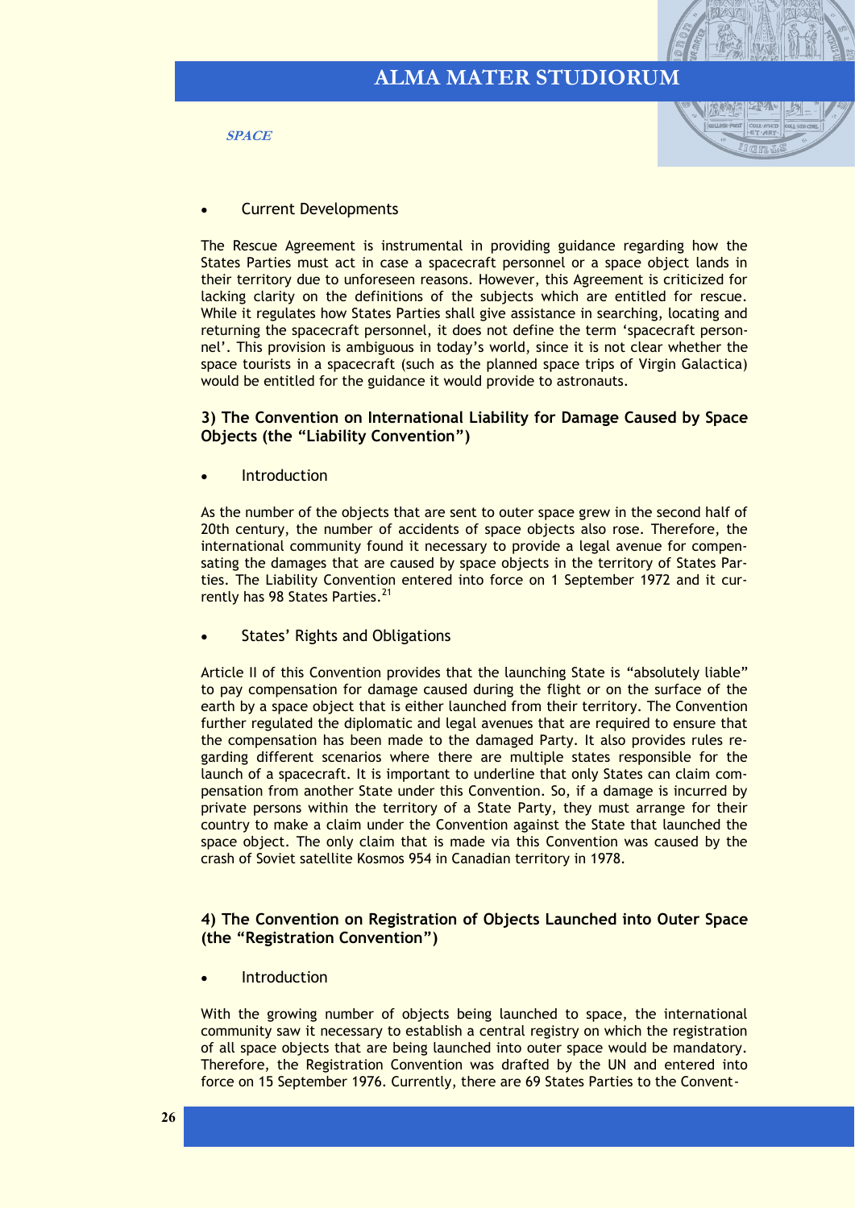- Current Developments

The Rescue Agreement is instrumental in providing guidance regarding how the States Parties must act in case a spacecraft personnel or a space object lands in their territory due to unforeseen reasons. However, this Agreement is criticized for lacking clarity on the definitions of the subjects which are entitled for rescue. While it regulates how States Parties shall give assistance in searching, locating and returning the spacecraft personnel, it does not define the term 'spacecraft personnel'. This provision is ambiguous in today's world, since it is not clear whether the space tourists in a spacecraft (such as the planned space trips of Virgin Galactica) would be entitled for the guidance it would provide to astronauts.

### 3) The Convention on International Liability for Damage Caused by Space Objects (the "Liability Convention")

- Introduction

As the number of the objects that are sent to outer space grew in the second half of 20th century, the number of accidents of space objects also rose. Therefore, the international community found it necessary to provide a legal avenue for compensating the damages that are caused by space objects in the territory of States Parties. The Liability Convention entered into force on 1 September 1972 and it currently has 98 States Parties.[21]

- States' Rights and Obligations

Article II of this Convention provides that the launching State is "absolutely liable" to pay compensation for damage caused during the flight or on the surface of the earth by a space object that is either launched from their territory. The Convention further regulated the diplomatic and legal avenues that are required to ensure that the compensation has been made to the damaged Party. It also provides rules regarding different scenarios where there are multiple states responsible for the launch of a spacecraft. It is important to underline that only States can claim compensation from another State under this Convention. So, if a damage is incurred by private persons within the territory of a State Party, they must arrange for their country to make a claim under the Convention against the State that launched the space object. The only claim that is made via this Convention was caused by the crash of Soviet satellite Kosmos 954 in Canadian territory in 1978.

### 4) The Convention on Registration of Objects Launched into Outer Space (the "Registration Convention")

- Introduction

With the growing number of objects being launched to space, the international community saw it necessary to establish a central registry on which the registration of all space objects that are being launched into outer space would be mandatory. Therefore, the Registration Convention was drafted by the UN and entered into force on 15 September 1976. Currently, there are 69 States Parties to the Convent-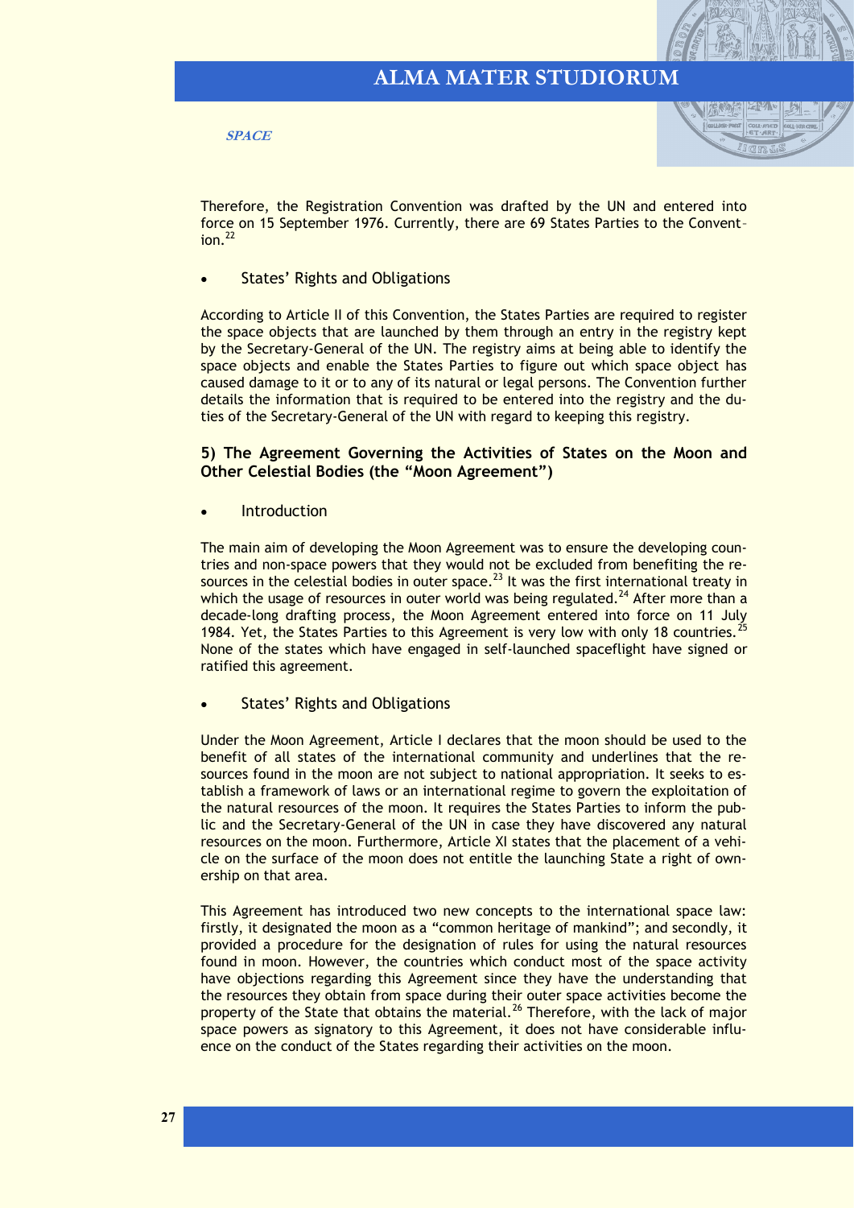Therefore, the Registration Convention was drafted by the UN and entered into force on 15 September 1976. Currently, there are 69 States Parties to the Convention.[22]

- States' Rights and Obligations

According to Article II of this Convention, the States Parties are required to register the space objects that are launched by them through an entry in the registry kept by the Secretary-General of the UN. The registry aims at being able to identify the space objects and enable the States Parties to figure out which space object has caused damage to it or to any of its natural or legal persons. The Convention further details the information that is required to be entered into the registry and the duties of the Secretary-General of the UN with regard to keeping this registry.

**5) The Agreement Governing the Activities of States on the Moon and Other Celestial Bodies (the "Moon Agreement")**

- Introduction

The main aim of developing the Moon Agreement was to ensure the developing countries and non-space powers that they would not be excluded from benefiting the resources in the celestial bodies in outer space.[23] It was the first international treaty in which the usage of resources in outer world was being regulated.[24] After more than a decade-long drafting process, the Moon Agreement entered into force on 11 July 1984. Yet, the States Parties to this Agreement is very low with only 18 countries.[25] None of the states which have engaged in self-launched spaceflight have signed or ratified this agreement.

- States' Rights and Obligations

Under the Moon Agreement, Article I declares that the moon should be used to the benefit of all states of the international community and underlines that the resources found in the moon are not subject to national appropriation. It seeks to establish a framework of laws or an international regime to govern the exploitation of the natural resources of the moon. It requires the States Parties to inform the public and the Secretary-General of the UN in case they have discovered any natural resources on the moon. Furthermore, Article XI states that the placement of a vehicle on the surface of the moon does not entitle the launching State a right of ownership on that area.

This Agreement has introduced two new concepts to the international space law: firstly, it designated the moon as a "common heritage of mankind"; and secondly, it provided a procedure for the designation of rules for using the natural resources found in moon. However, the countries which conduct most of the space activity have objections regarding this Agreement since they have the understanding that the resources they obtain from space during their outer space activities become the property of the State that obtains the material.[26] Therefore, with the lack of major space powers as signatory to this Agreement, it does not have considerable influence on the conduct of the States regarding their activities on the moon.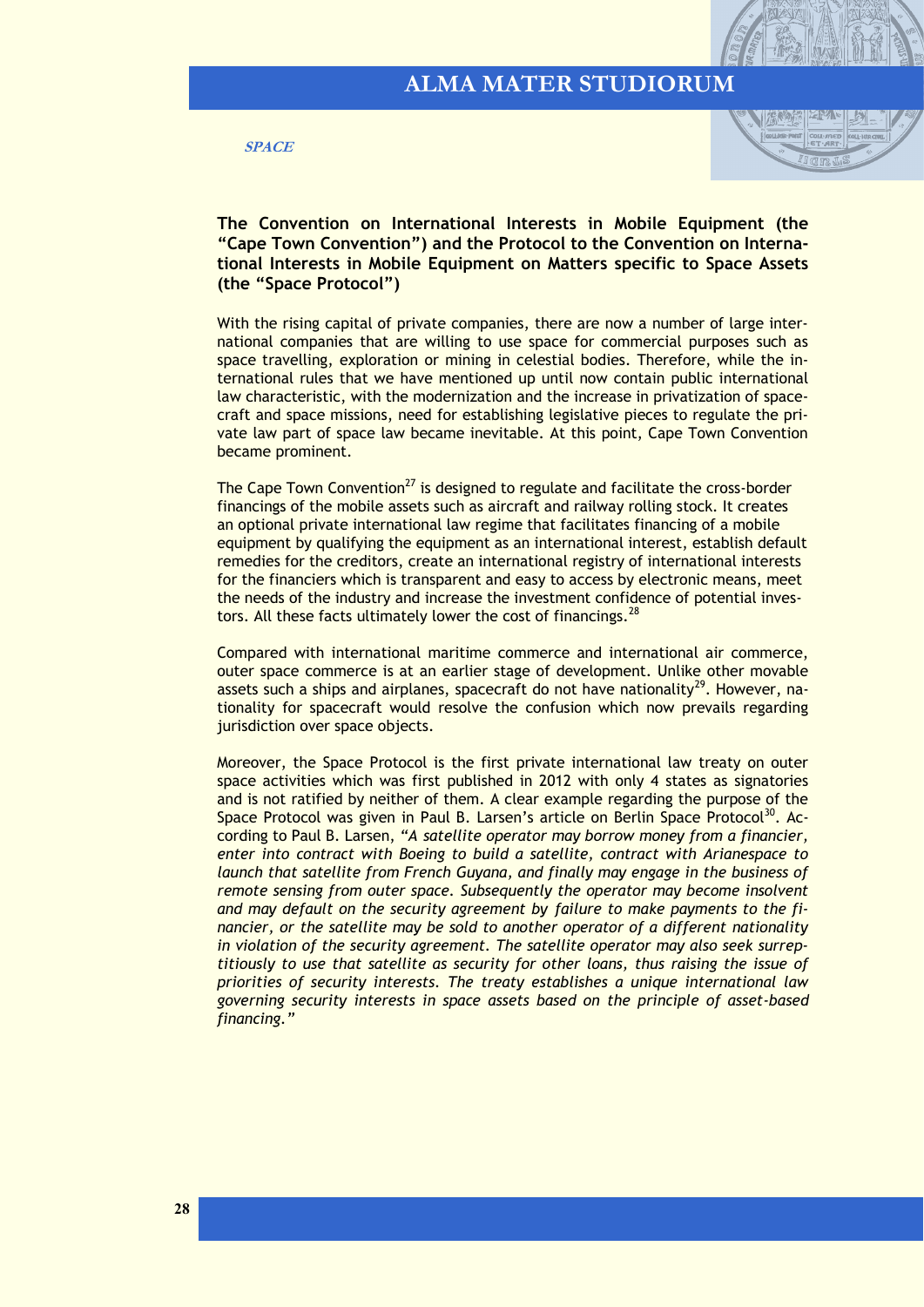*SPACE*

**The Convention on International Interests in Mobile Equipment (the "Cape Town Convention") and the Protocol to the Convention on International Interests in Mobile Equipment on Matters specific to Space Assets (the "Space Protocol")**

With the rising capital of private companies, there are now a number of large international companies that are willing to use space for commercial purposes such as space travelling, exploration or mining in celestial bodies. Therefore, while the international rules that we have mentioned up until now contain public international law characteristic, with the modernization and the increase in privatization of spacecraft and space missions, need for establishing legislative pieces to regulate the private law part of space law became inevitable. At this point, Cape Town Convention became prominent.

The Cape Town Convention[27] is designed to regulate and facilitate the cross-border financings of the mobile assets such as aircraft and railway rolling stock. It creates an optional private international law regime that facilitates financing of a mobile equipment by qualifying the equipment as an international interest, establish default remedies for the creditors, create an international registry of international interests for the financiers which is transparent and easy to access by electronic means, meet the needs of the industry and increase the investment confidence of potential investors. All these facts ultimately lower the cost of financings.[28]

Compared with international maritime commerce and international air commerce, outer space commerce is at an earlier stage of development. Unlike other movable assets such a ships and airplanes, spacecraft do not have nationality[29]. However, nationality for spacecraft would resolve the confusion which now prevails regarding jurisdiction over space objects.

Moreover, the Space Protocol is the first private international law treaty on outer space activities which was first published in 2012 with only 4 states as signatories and is not ratified by neither of them. A clear example regarding the purpose of the Space Protocol was given in Paul B. Larsen's article on Berlin Space Protocol[30]. According to Paul B. Larsen, *"A satellite operator may borrow money from a financier, enter into contract with Boeing to build a satellite, contract with Arianespace to launch that satellite from French Guyana, and finally may engage in the business of remote sensing from outer space. Subsequently the operator may become insolvent and may default on the security agreement by failure to make payments to the financier, or the satellite may be sold to another operator of a different nationality in violation of the security agreement. The satellite operator may also seek surreptitiously to use that satellite as security for other loans, thus raising the issue of priorities of security interests. The treaty establishes a unique international law governing security interests in space assets based on the principle of asset-based financing."*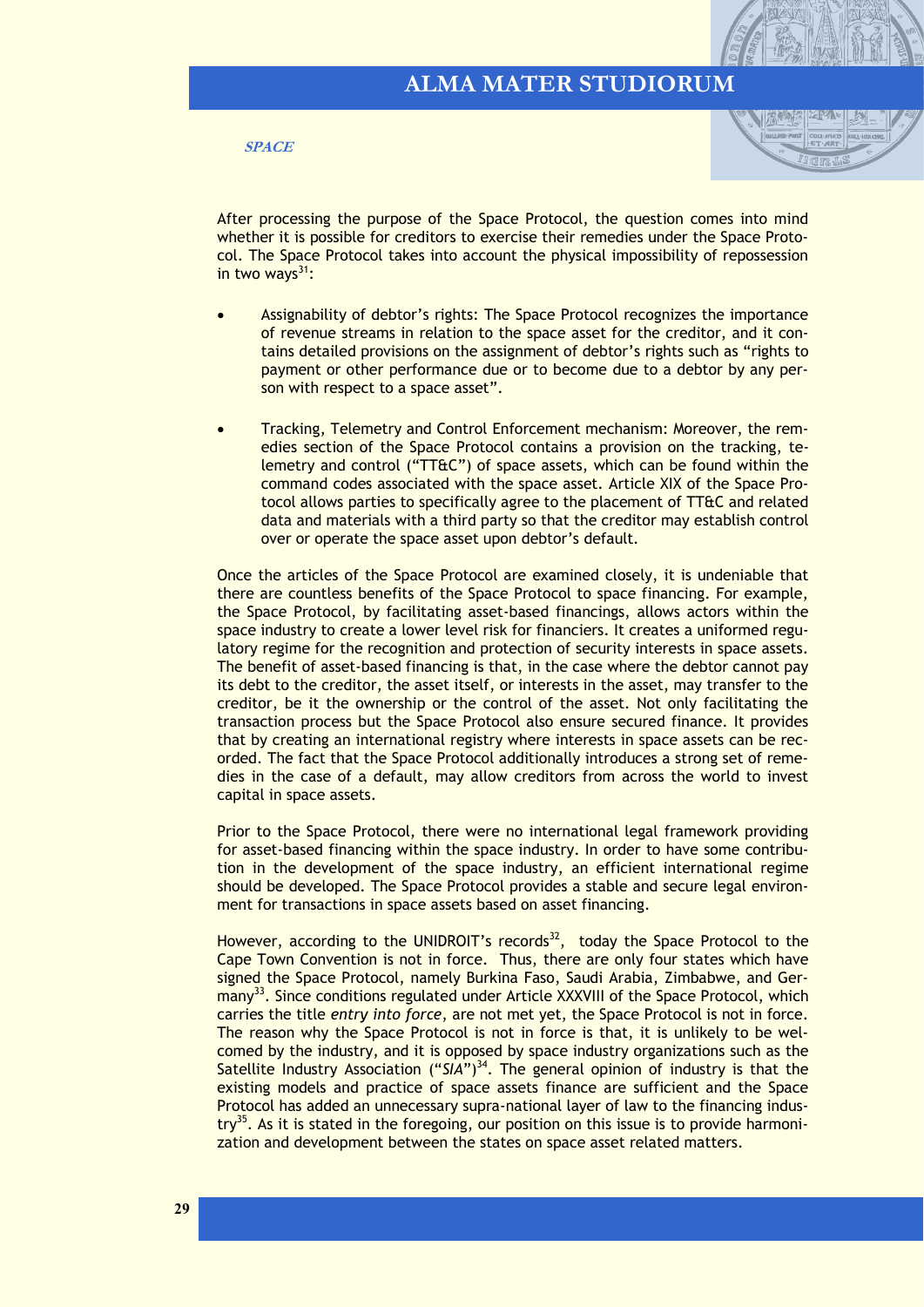After processing the purpose of the Space Protocol, the question comes into mind whether it is possible for creditors to exercise their remedies under the Space Protocol. The Space Protocol takes into account the physical impossibility of repossession in two ways[31]:

- Assignability of debtor's rights: The Space Protocol recognizes the importance of revenue streams in relation to the space asset for the creditor, and it contains detailed provisions on the assignment of debtor's rights such as "rights to payment or other performance due or to become due to a debtor by any person with respect to a space asset".

- Tracking, Telemetry and Control Enforcement mechanism: Moreover, the remedies section of the Space Protocol contains a provision on the tracking, telemetry and control ("TT&C") of space assets, which can be found within the command codes associated with the space asset. Article XIX of the Space Protocol allows parties to specifically agree to the placement of TT&C and related data and materials with a third party so that the creditor may establish control over or operate the space asset upon debtor's default.

Once the articles of the Space Protocol are examined closely, it is undeniable that there are countless benefits of the Space Protocol to space financing. For example, the Space Protocol, by facilitating asset-based financings, allows actors within the space industry to create a lower level risk for financiers. It creates a uniformed regulatory regime for the recognition and protection of security interests in space assets. The benefit of asset-based financing is that, in the case where the debtor cannot pay its debt to the creditor, the asset itself, or interests in the asset, may transfer to the creditor, be it the ownership or the control of the asset. Not only facilitating the transaction process but the Space Protocol also ensure secured finance. It provides that by creating an international registry where interests in space assets can be recorded. The fact that the Space Protocol additionally introduces a strong set of remedies in the case of a default, may allow creditors from across the world to invest capital in space assets.

Prior to the Space Protocol, there were no international legal framework providing for asset-based financing within the space industry. In order to have some contribution in the development of the space industry, an efficient international regime should be developed. The Space Protocol provides a stable and secure legal environment for transactions in space assets based on asset financing.

However, according to the UNIDROIT's records[32], today the Space Protocol to the Cape Town Convention is not in force. Thus, there are only four states which have signed the Space Protocol, namely Burkina Faso, Saudi Arabia, Zimbabwe, and Germany[33]. Since conditions regulated under Article XXXVIII of the Space Protocol, which carries the title *entry into force*, are not met yet, the Space Protocol is not in force. The reason why the Space Protocol is not in force is that, it is unlikely to be welcomed by the industry, and it is opposed by space industry organizations such as the Satellite Industry Association ("*SIA*")[34]. The general opinion of industry is that the existing models and practice of space assets finance are sufficient and the Space Protocol has added an unnecessary supra-national layer of law to the financing industry[35]. As it is stated in the foregoing, our position on this issue is to provide harmonization and development between the states on space asset related matters.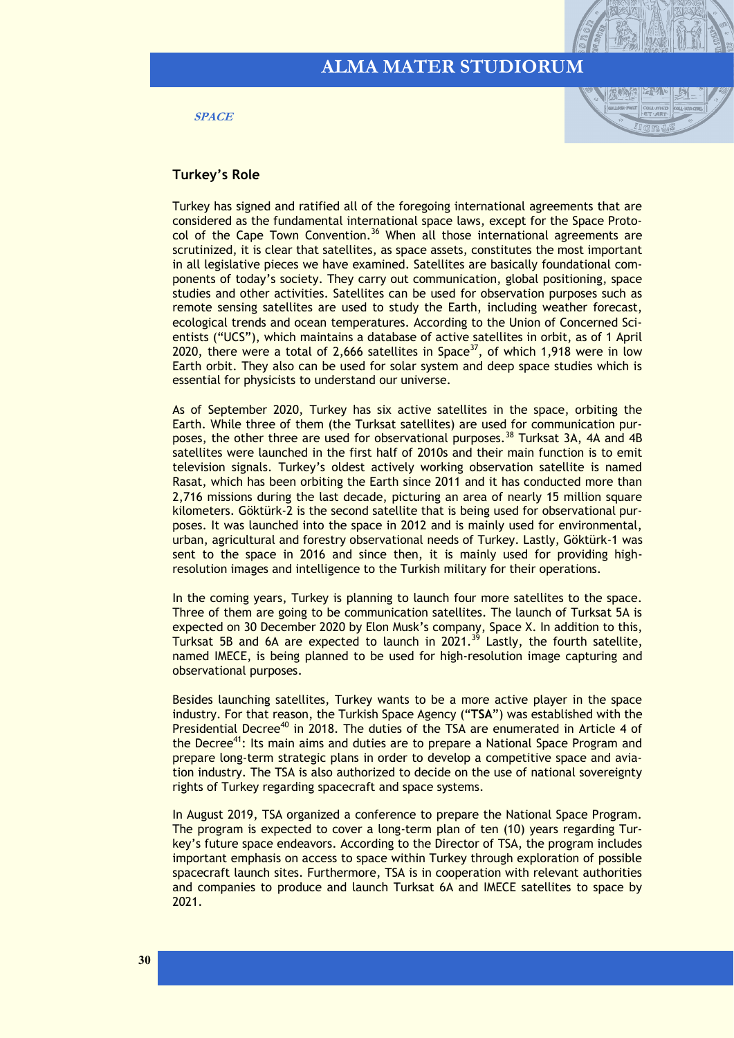## Turkey's Role

Turkey has signed and ratified all of the foregoing international agreements that are considered as the fundamental international space laws, except for the Space Protocol of the Cape Town Convention.[36] When all those international agreements are scrutinized, it is clear that satellites, as space assets, constitutes the most important in all legislative pieces we have examined. Satellites are basically foundational components of today's society. They carry out communication, global positioning, space studies and other activities. Satellites can be used for observation purposes such as remote sensing satellites are used to study the Earth, including weather forecast, ecological trends and ocean temperatures. According to the Union of Concerned Scientists ("UCS"), which maintains a database of active satellites in orbit, as of 1 April 2020, there were a total of 2,666 satellites in Space[37], of which 1,918 were in low Earth orbit. They also can be used for solar system and deep space studies which is essential for physicists to understand our universe.

As of September 2020, Turkey has six active satellites in the space, orbiting the Earth. While three of them (the Turksat satellites) are used for communication purposes, the other three are used for observational purposes.[38] Turksat 3A, 4A and 4B satellites were launched in the first half of 2010s and their main function is to emit television signals. Turkey's oldest actively working observation satellite is named Rasat, which has been orbiting the Earth since 2011 and it has conducted more than 2,716 missions during the last decade, picturing an area of nearly 15 million square kilometers. Göktürk-2 is the second satellite that is being used for observational purposes. It was launched into the space in 2012 and is mainly used for environmental, urban, agricultural and forestry observational needs of Turkey. Lastly, Göktürk-1 was sent to the space in 2016 and since then, it is mainly used for providing high-resolution images and intelligence to the Turkish military for their operations.

In the coming years, Turkey is planning to launch four more satellites to the space. Three of them are going to be communication satellites. The launch of Turksat 5A is expected on 30 December 2020 by Elon Musk's company, Space X. In addition to this, Turksat 5B and 6A are expected to launch in 2021.[39] Lastly, the fourth satellite, named IMECE, is being planned to be used for high-resolution image capturing and observational purposes.

Besides launching satellites, Turkey wants to be a more active player in the space industry. For that reason, the Turkish Space Agency ("**TSA**") was established with the Presidential Decree[40] in 2018. The duties of the TSA are enumerated in Article 4 of the Decree[41]: Its main aims and duties are to prepare a National Space Program and prepare long-term strategic plans in order to develop a competitive space and aviation industry. The TSA is also authorized to decide on the use of national sovereignty rights of Turkey regarding spacecraft and space systems.

In August 2019, TSA organized a conference to prepare the National Space Program. The program is expected to cover a long-term plan of ten (10) years regarding Turkey's future space endeavors. According to the Director of TSA, the program includes important emphasis on access to space within Turkey through exploration of possible spacecraft launch sites. Furthermore, TSA is in cooperation with relevant authorities and companies to produce and launch Turksat 6A and IMECE satellites to space by 2021.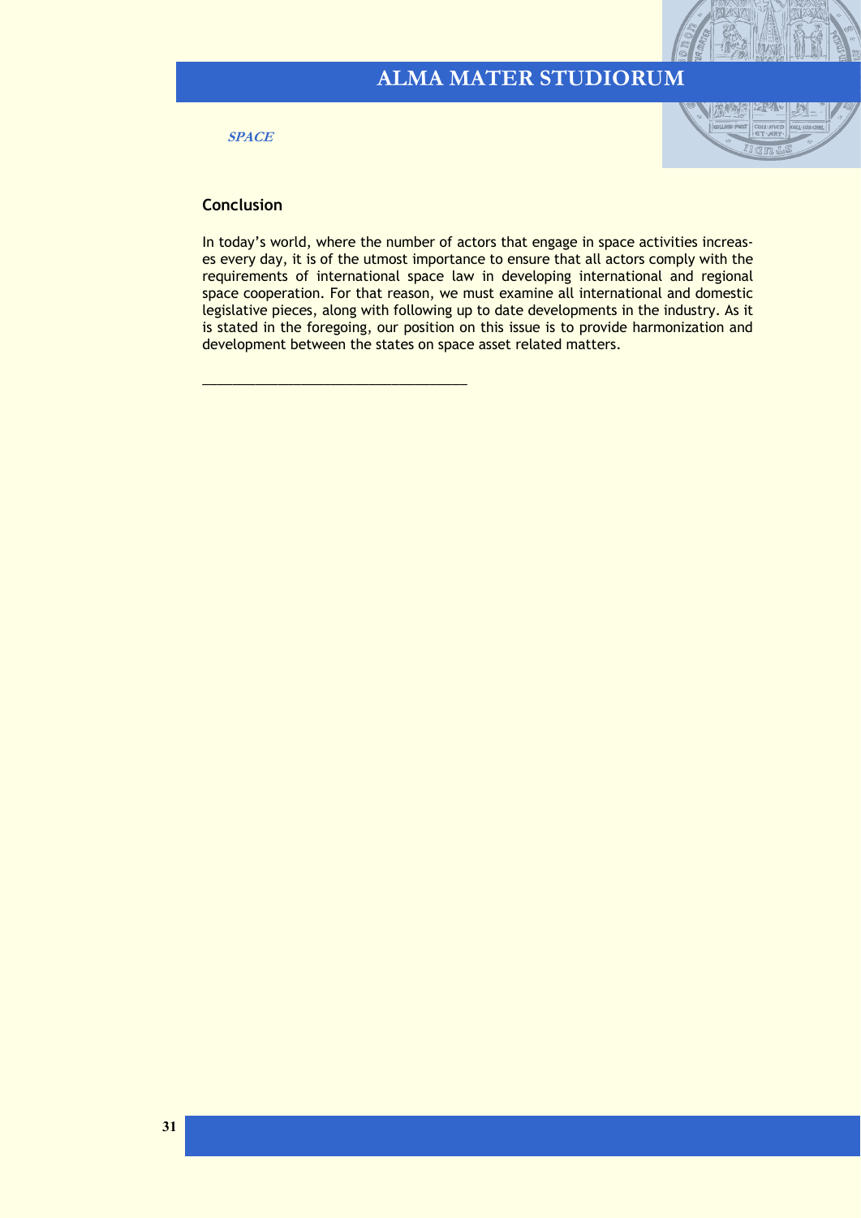## Conclusion

In today's world, where the number of actors that engage in space activities increases every day, it is of the utmost importance to ensure that all actors comply with the requirements of international space law in developing international and regional space cooperation. For that reason, we must examine all international and domestic legislative pieces, along with following up to date developments in the industry. As it is stated in the foregoing, our position on this issue is to provide harmonization and development between the states on space asset related matters.

___________________________________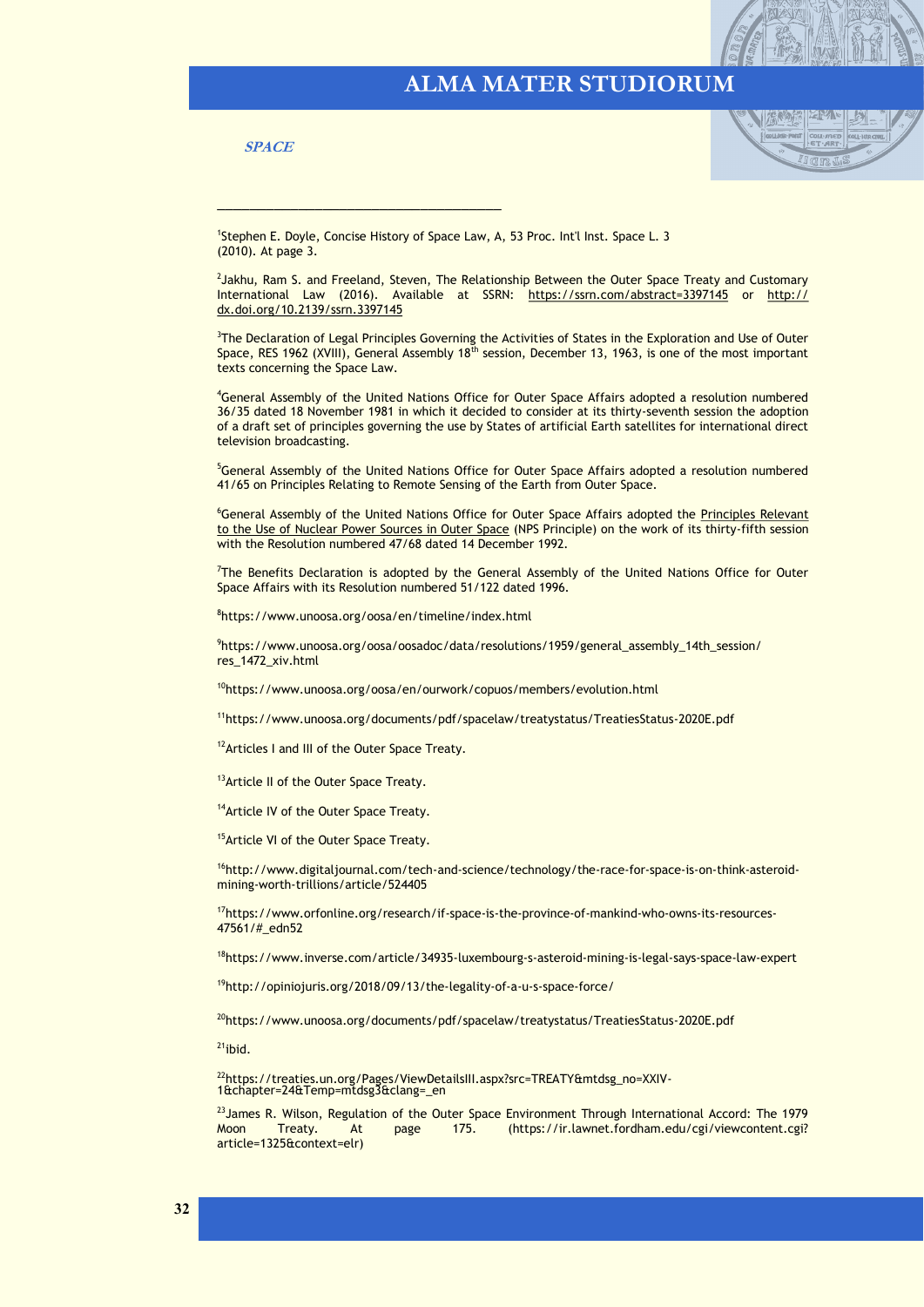[1]Stephen E. Doyle, Concise History of Space Law, A, 53 Proc. Int'l Inst. Space L. 3 (2010). At page 3.

[2]Jakhu, Ram S. and Freeland, Steven, The Relationship Between the Outer Space Treaty and Customary International Law (2016). Available at SSRN: https://ssrn.com/abstract=3397145 or http://dx.doi.org/10.2139/ssrn.3397145

[3]The Declaration of Legal Principles Governing the Activities of States in the Exploration and Use of Outer Space, RES 1962 (XVIII), General Assembly 18th session, December 13, 1963, is one of the most important texts concerning the Space Law.

[4]General Assembly of the United Nations Office for Outer Space Affairs adopted a resolution numbered 36/35 dated 18 November 1981 in which it decided to consider at its thirty-seventh session the adoption of a draft set of principles governing the use by States of artificial Earth satellites for international direct television broadcasting.

[5]General Assembly of the United Nations Office for Outer Space Affairs adopted a resolution numbered 41/65 on Principles Relating to Remote Sensing of the Earth from Outer Space.

[6]General Assembly of the United Nations Office for Outer Space Affairs adopted the Principles Relevant to the Use of Nuclear Power Sources in Outer Space (NPS Principle) on the work of its thirty-fifth session with the Resolution numbered 47/68 dated 14 December 1992.

[7]The Benefits Declaration is adopted by the General Assembly of the United Nations Office for Outer Space Affairs with its Resolution numbered 51/122 dated 1996.

[8]https://www.unoosa.org/oosa/en/timeline/index.html

[9]https://www.unoosa.org/oosa/oosadoc/data/resolutions/1959/general_assembly_14th_session/res_1472_xiv.html

[10]https://www.unoosa.org/oosa/en/ourwork/copuos/members/evolution.html

[11]https://www.unoosa.org/documents/pdf/spacelaw/treatystatus/TreatiesStatus-2020E.pdf

[12]Articles I and III of the Outer Space Treaty.

[13]Article II of the Outer Space Treaty.

[14]Article IV of the Outer Space Treaty.

[15]Article VI of the Outer Space Treaty.

[16]http://www.digitaljournal.com/tech-and-science/technology/the-race-for-space-is-on-think-asteroid-mining-worth-trillions/article/524405

[17]https://www.orfonline.org/research/if-space-is-the-province-of-mankind-who-owns-its-resources-47561/#_edn52

[18]https://www.inverse.com/article/34935-luxembourg-s-asteroid-mining-is-legal-says-space-law-expert

[19]http://opiniojuris.org/2018/09/13/the-legality-of-a-u-s-space-force/

[20]https://www.unoosa.org/documents/pdf/spacelaw/treatystatus/TreatiesStatus-2020E.pdf

[21]ibid.

[22]https://treaties.un.org/Pages/ViewDetailsIII.aspx?src=TREATY&mtdsg_no=XXIV-1&chapter=24&Temp=mtdsg3&clang=_en

[23]James R. Wilson, Regulation of the Outer Space Environment Through International Accord: The 1979 Moon Treaty. At page 175. (https://ir.lawnet.fordham.edu/cgi/viewcontent.cgi?article=1325&context=elr)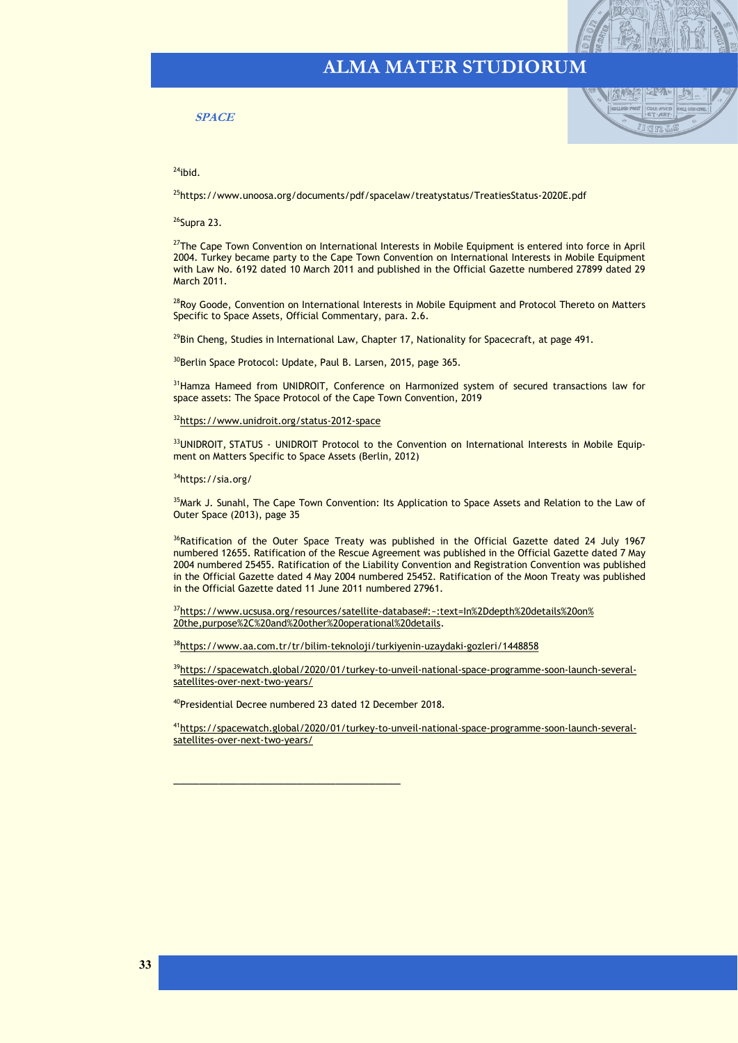[24]ibid.

[25]https://www.unoosa.org/documents/pdf/spacelaw/treatystatus/TreatiesStatus-2020E.pdf

[26]Supra 23.

[27]The Cape Town Convention on International Interests in Mobile Equipment is entered into force in April 2004. Turkey became party to the Cape Town Convention on International Interests in Mobile Equipment with Law No. 6192 dated 10 March 2011 and published in the Official Gazette numbered 27899 dated 29 March 2011.

[28]Roy Goode, Convention on International Interests in Mobile Equipment and Protocol Thereto on Matters Specific to Space Assets, Official Commentary, para. 2.6.

[29]Bin Cheng, Studies in International Law, Chapter 17, Nationality for Spacecraft, at page 491.

[30]Berlin Space Protocol: Update, Paul B. Larsen, 2015, page 365.

[31]Hamza Hameed from UNIDROIT, Conference on Harmonized system of secured transactions law for space assets: The Space Protocol of the Cape Town Convention, 2019

[32]https://www.unidroit.org/status-2012-space

[33]UNIDROIT, STATUS - UNIDROIT Protocol to the Convention on International Interests in Mobile Equipment on Matters Specific to Space Assets (Berlin, 2012)

[34]https://sia.org/

[35]Mark J. Sunahl, The Cape Town Convention: Its Application to Space Assets and Relation to the Law of Outer Space (2013), page 35

[36]Ratification of the Outer Space Treaty was published in the Official Gazette dated 24 July 1967 numbered 12655. Ratification of the Rescue Agreement was published in the Official Gazette dated 7 May 2004 numbered 25455. Ratification of the Liability Convention and Registration Convention was published in the Official Gazette dated 4 May 2004 numbered 25452. Ratification of the Moon Treaty was published in the Official Gazette dated 11 June 2011 numbered 27961.

[37]https://www.ucsusa.org/resources/satellite-database#:~:text=In%2Ddepth%20details%20on%20the,purpose%2C%20and%20other%20operational%20details.

[38]https://www.aa.com.tr/tr/bilim-teknoloji/turkiyenin-uzaydaki-gozleri/1448858

[39]https://spacewatch.global/2020/01/turkey-to-unveil-national-space-programme-soon-launch-several-satellites-over-next-two-years/

[40]Presidential Decree numbered 23 dated 12 December 2018.

[41]https://spacewatch.global/2020/01/turkey-to-unveil-national-space-programme-soon-launch-several-satellites-over-next-two-years/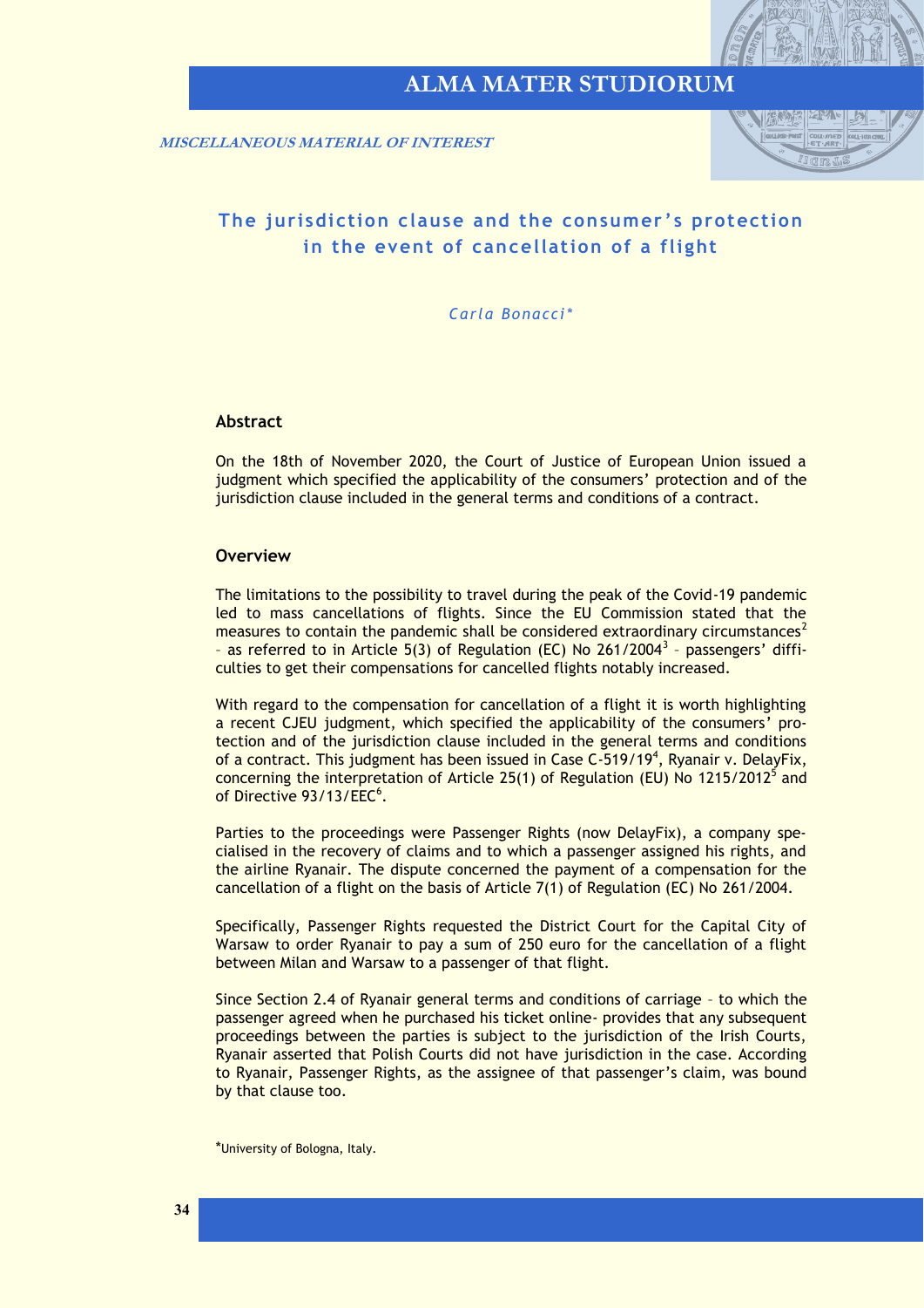*MISCELLANEOUS MATERIAL OF INTEREST*

# The jurisdiction clause and the consumer's protection in the event of cancellation of a flight

*Carla Bonacci\**

## Abstract

On the 18th of November 2020, the Court of Justice of European Union issued a judgment which specified the applicability of the consumers' protection and of the jurisdiction clause included in the general terms and conditions of a contract.

## Overview

The limitations to the possibility to travel during the peak of the Covid-19 pandemic led to mass cancellations of flights. Since the EU Commission stated that the measures to contain the pandemic shall be considered extraordinary circumstances[2] – as referred to in Article 5(3) of Regulation (EC) No 261/2004[3] – passengers' difficulties to get their compensations for cancelled flights notably increased.

With regard to the compensation for cancellation of a flight it is worth highlighting a recent CJEU judgment, which specified the applicability of the consumers' protection and of the jurisdiction clause included in the general terms and conditions of a contract. This judgment has been issued in Case C-519/19[4], Ryanair v. DelayFix, concerning the interpretation of Article 25(1) of Regulation (EU) No 1215/2012[5] and of Directive 93/13/EEC[6].

Parties to the proceedings were Passenger Rights (now DelayFix), a company specialised in the recovery of claims and to which a passenger assigned his rights, and the airline Ryanair. The dispute concerned the payment of a compensation for the cancellation of a flight on the basis of Article 7(1) of Regulation (EC) No 261/2004.

Specifically, Passenger Rights requested the District Court for the Capital City of Warsaw to order Ryanair to pay a sum of 250 euro for the cancellation of a flight between Milan and Warsaw to a passenger of that flight.

Since Section 2.4 of Ryanair general terms and conditions of carriage – to which the passenger agreed when he purchased his ticket online- provides that any subsequent proceedings between the parties is subject to the jurisdiction of the Irish Courts, Ryanair asserted that Polish Courts did not have jurisdiction in the case. According to Ryanair, Passenger Rights, as the assignee of that passenger's claim, was bound by that clause too.

\*University of Bologna, Italy.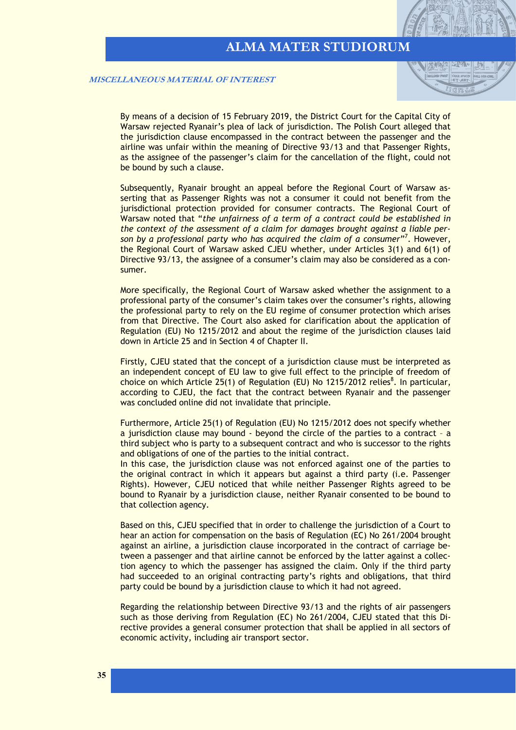By means of a decision of 15 February 2019, the District Court for the Capital City of Warsaw rejected Ryanair's plea of lack of jurisdiction. The Polish Court alleged that the jurisdiction clause encompassed in the contract between the passenger and the airline was unfair within the meaning of Directive 93/13 and that Passenger Rights, as the assignee of the passenger's claim for the cancellation of the flight, could not be bound by such a clause.

Subsequently, Ryanair brought an appeal before the Regional Court of Warsaw asserting that as Passenger Rights was not a consumer it could not benefit from the jurisdictional protection provided for consumer contracts. The Regional Court of Warsaw noted that "*the unfairness of a term of a contract could be established in the context of the assessment of a claim for damages brought against a liable person by a professional party who has acquired the claim of a consumer*"[7]. However, the Regional Court of Warsaw asked CJEU whether, under Articles 3(1) and 6(1) of Directive 93/13, the assignee of a consumer's claim may also be considered as a consumer.

More specifically, the Regional Court of Warsaw asked whether the assignment to a professional party of the consumer's claim takes over the consumer's rights, allowing the professional party to rely on the EU regime of consumer protection which arises from that Directive. The Court also asked for clarification about the application of Regulation (EU) No 1215/2012 and about the regime of the jurisdiction clauses laid down in Article 25 and in Section 4 of Chapter II.

Firstly, CJEU stated that the concept of a jurisdiction clause must be interpreted as an independent concept of EU law to give full effect to the principle of freedom of choice on which Article 25(1) of Regulation (EU) No 1215/2012 relies[8]. In particular, according to CJEU, the fact that the contract between Ryanair and the passenger was concluded online did not invalidate that principle.

Furthermore, Article 25(1) of Regulation (EU) No 1215/2012 does not specify whether a jurisdiction clause may bound - beyond the circle of the parties to a contract – a third subject who is party to a subsequent contract and who is successor to the rights and obligations of one of the parties to the initial contract.
In this case, the jurisdiction clause was not enforced against one of the parties to the original contract in which it appears but against a third party (i.e. Passenger Rights). However, CJEU noticed that while neither Passenger Rights agreed to be bound to Ryanair by a jurisdiction clause, neither Ryanair consented to be bound to that collection agency.

Based on this, CJEU specified that in order to challenge the jurisdiction of a Court to hear an action for compensation on the basis of Regulation (EC) No 261/2004 brought against an airline, a jurisdiction clause incorporated in the contract of carriage between a passenger and that airline cannot be enforced by the latter against a collection agency to which the passenger has assigned the claim. Only if the third party had succeeded to an original contracting party's rights and obligations, that third party could be bound by a jurisdiction clause to which it had not agreed.

Regarding the relationship between Directive 93/13 and the rights of air passengers such as those deriving from Regulation (EC) No 261/2004, CJEU stated that this Directive provides a general consumer protection that shall be applied in all sectors of economic activity, including air transport sector.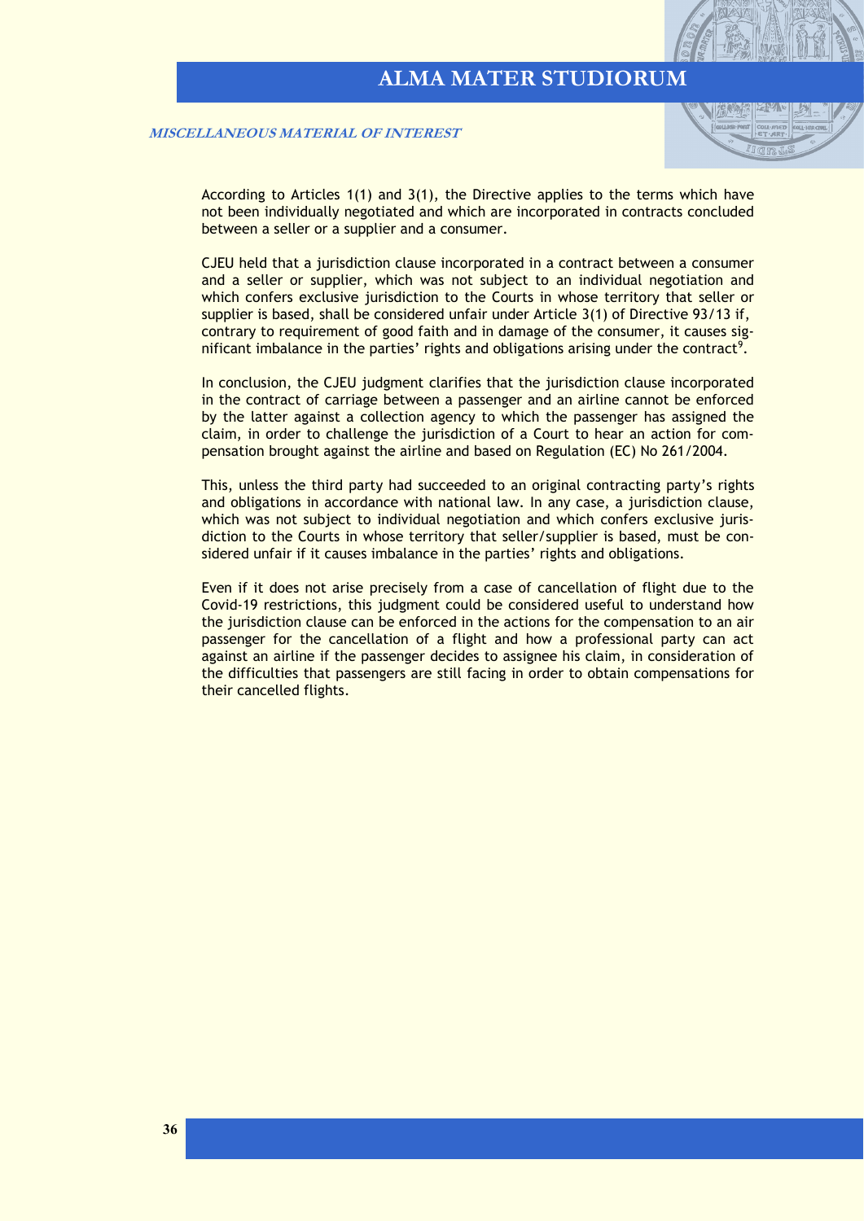According to Articles 1(1) and 3(1), the Directive applies to the terms which have not been individually negotiated and which are incorporated in contracts concluded between a seller or a supplier and a consumer.

CJEU held that a jurisdiction clause incorporated in a contract between a consumer and a seller or supplier, which was not subject to an individual negotiation and which confers exclusive jurisdiction to the Courts in whose territory that seller or supplier is based, shall be considered unfair under Article 3(1) of Directive 93/13 if, contrary to requirement of good faith and in damage of the consumer, it causes significant imbalance in the parties' rights and obligations arising under the contract[9].

In conclusion, the CJEU judgment clarifies that the jurisdiction clause incorporated in the contract of carriage between a passenger and an airline cannot be enforced by the latter against a collection agency to which the passenger has assigned the claim, in order to challenge the jurisdiction of a Court to hear an action for compensation brought against the airline and based on Regulation (EC) No 261/2004.

This, unless the third party had succeeded to an original contracting party's rights and obligations in accordance with national law. In any case, a jurisdiction clause, which was not subject to individual negotiation and which confers exclusive jurisdiction to the Courts in whose territory that seller/supplier is based, must be considered unfair if it causes imbalance in the parties' rights and obligations.

Even if it does not arise precisely from a case of cancellation of flight due to the Covid-19 restrictions, this judgment could be considered useful to understand how the jurisdiction clause can be enforced in the actions for the compensation to an air passenger for the cancellation of a flight and how a professional party can act against an airline if the passenger decides to assignee his claim, in consideration of the difficulties that passengers are still facing in order to obtain compensations for their cancelled flights.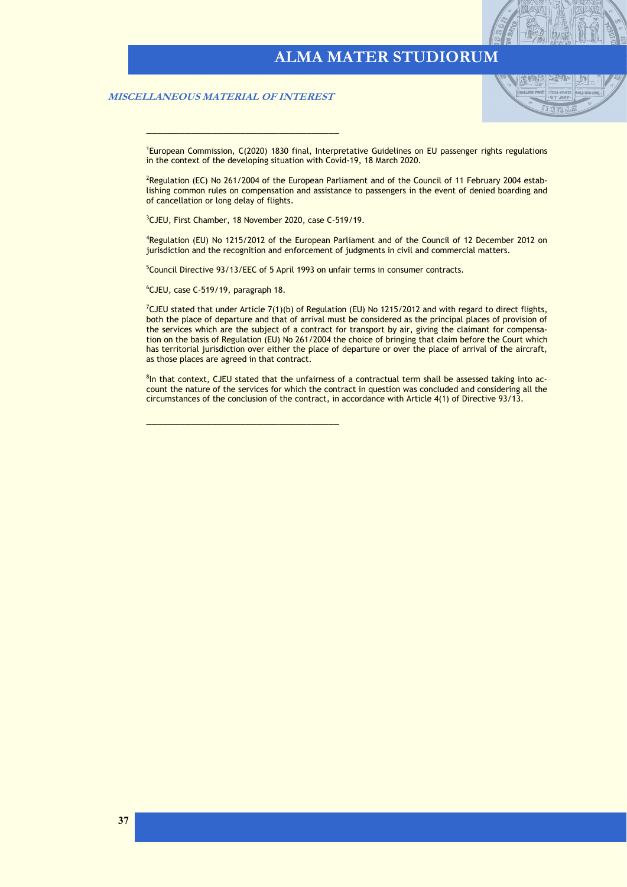---

[1]European Commission, C(2020) 1830 final, Interpretative Guidelines on EU passenger rights regulations in the context of the developing situation with Covid-19, 18 March 2020.

[2]Regulation (EC) No 261/2004 of the European Parliament and of the Council of 11 February 2004 establishing common rules on compensation and assistance to passengers in the event of denied boarding and of cancellation or long delay of flights.

[3]CJEU, First Chamber, 18 November 2020, case C-519/19.

[4]Regulation (EU) No 1215/2012 of the European Parliament and of the Council of 12 December 2012 on jurisdiction and the recognition and enforcement of judgments in civil and commercial matters.

[5]Council Directive 93/13/EEC of 5 April 1993 on unfair terms in consumer contracts.

[6]CJEU, case C-519/19, paragraph 18.

[7]CJEU stated that under Article 7(1)(b) of Regulation (EU) No 1215/2012 and with regard to direct flights, both the place of departure and that of arrival must be considered as the principal places of provision of the services which are the subject of a contract for transport by air, giving the claimant for compensation on the basis of Regulation (EU) No 261/2004 the choice of bringing that claim before the Court which has territorial jurisdiction over either the place of departure or over the place of arrival of the aircraft, as those places are agreed in that contract.

[8]In that context, CJEU stated that the unfairness of a contractual term shall be assessed taking into account the nature of the services for which the contract in question was concluded and considering all the circumstances of the conclusion of the contract, in accordance with Article 4(1) of Directive 93/13.

---